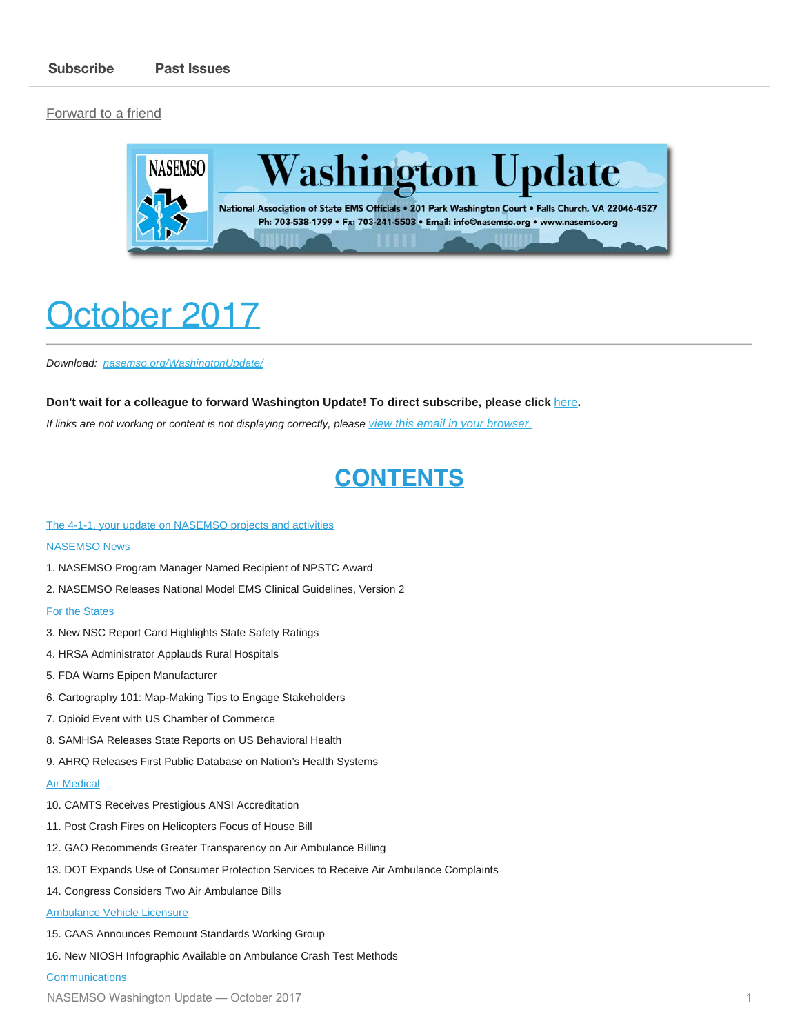Subscribe    Past Issues

Forward to a friend

# Washington Update

National Association of State EMS Officials • 201 Park Washington Court • Falls Church, VA 22046-4527
Ph: 703-538-1799 • Fx: 703-241-5503 • Email: info@nasemso.org • www.nasemso.org

# October 2017

*Download: nasemso.org/WashingtonUpdate/*

**Don't wait for a colleague to forward Washington Update! To direct subscribe, please click here.**

*If links are not working or content is not displaying correctly, please view this email in your browser.*

## CONTENTS

The 4-1-1, your update on NASEMSO projects and activities

NASEMSO News

1. NASEMSO Program Manager Named Recipient of NPSTC Award
2. NASEMSO Releases National Model EMS Clinical Guidelines, Version 2

For the States

3. New NSC Report Card Highlights State Safety Ratings
4. HRSA Administrator Applauds Rural Hospitals
5. FDA Warns Epipen Manufacturer
6. Cartography 101: Map-Making Tips to Engage Stakeholders
7. Opioid Event with US Chamber of Commerce
8. SAMHSA Releases State Reports on US Behavioral Health
9. AHRQ Releases First Public Database on Nation's Health Systems

Air Medical

10. CAMTS Receives Prestigious ANSI Accreditation
11. Post Crash Fires on Helicopters Focus of House Bill
12. GAO Recommends Greater Transparency on Air Ambulance Billing
13. DOT Expands Use of Consumer Protection Services to Receive Air Ambulance Complaints
14. Congress Considers Two Air Ambulance Bills

Ambulance Vehicle Licensure

15. CAAS Announces Remount Standards Working Group
16. New NIOSH Infographic Available on Ambulance Crash Test Methods

Communications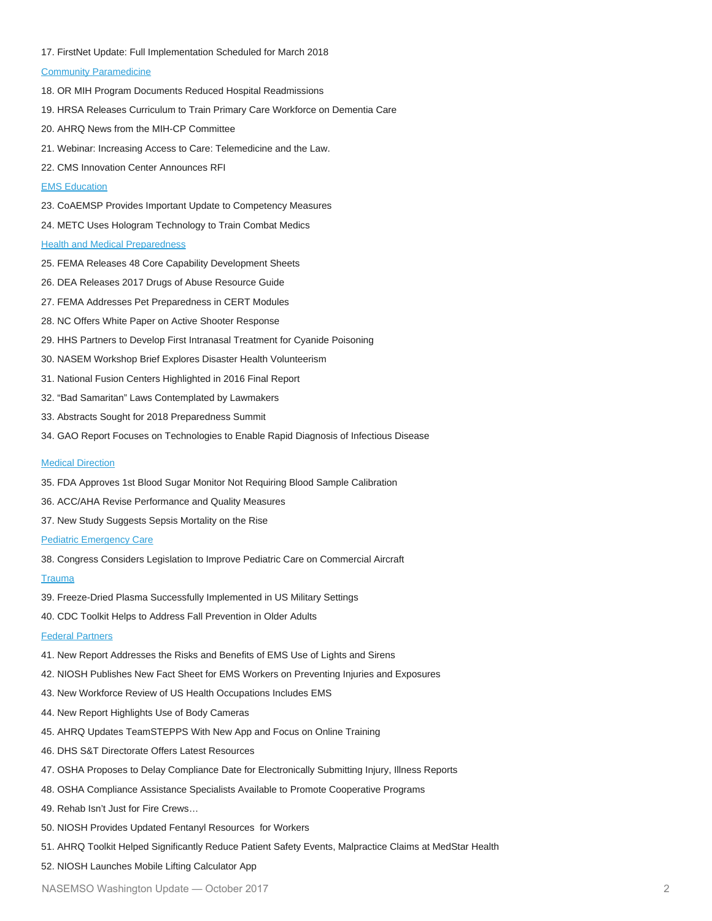17. FirstNet Update: Full Implementation Scheduled for March 2018

Community Paramedicine

18. OR MIH Program Documents Reduced Hospital Readmissions

19. HRSA Releases Curriculum to Train Primary Care Workforce on Dementia Care

20. AHRQ News from the MIH-CP Committee

21. Webinar: Increasing Access to Care: Telemedicine and the Law.

22. CMS Innovation Center Announces RFI

EMS Education

23. CoAEMSP Provides Important Update to Competency Measures

24. METC Uses Hologram Technology to Train Combat Medics

Health and Medical Preparedness

25. FEMA Releases 48 Core Capability Development Sheets

26. DEA Releases 2017 Drugs of Abuse Resource Guide

27. FEMA Addresses Pet Preparedness in CERT Modules

28. NC Offers White Paper on Active Shooter Response

29. HHS Partners to Develop First Intranasal Treatment for Cyanide Poisoning

30. NASEM Workshop Brief Explores Disaster Health Volunteerism

31. National Fusion Centers Highlighted in 2016 Final Report

32. "Bad Samaritan" Laws Contemplated by Lawmakers

33. Abstracts Sought for 2018 Preparedness Summit

34. GAO Report Focuses on Technologies to Enable Rapid Diagnosis of Infectious Disease

Medical Direction

35. FDA Approves 1st Blood Sugar Monitor Not Requiring Blood Sample Calibration

36. ACC/AHA Revise Performance and Quality Measures

37. New Study Suggests Sepsis Mortality on the Rise

Pediatric Emergency Care

38. Congress Considers Legislation to Improve Pediatric Care on Commercial Aircraft

Trauma

39. Freeze-Dried Plasma Successfully Implemented in US Military Settings

40. CDC Toolkit Helps to Address Fall Prevention in Older Adults

Federal Partners

41. New Report Addresses the Risks and Benefits of EMS Use of Lights and Sirens

42. NIOSH Publishes New Fact Sheet for EMS Workers on Preventing Injuries and Exposures

43. New Workforce Review of US Health Occupations Includes EMS

44. New Report Highlights Use of Body Cameras

45. AHRQ Updates TeamSTEPPS With New App and Focus on Online Training

46. DHS S&T Directorate Offers Latest Resources

47. OSHA Proposes to Delay Compliance Date for Electronically Submitting Injury, Illness Reports

48. OSHA Compliance Assistance Specialists Available to Promote Cooperative Programs

49. Rehab Isn't Just for Fire Crews…

50. NIOSH Provides Updated Fentanyl Resources for Workers

51. AHRQ Toolkit Helped Significantly Reduce Patient Safety Events, Malpractice Claims at MedStar Health

52. NIOSH Launches Mobile Lifting Calculator App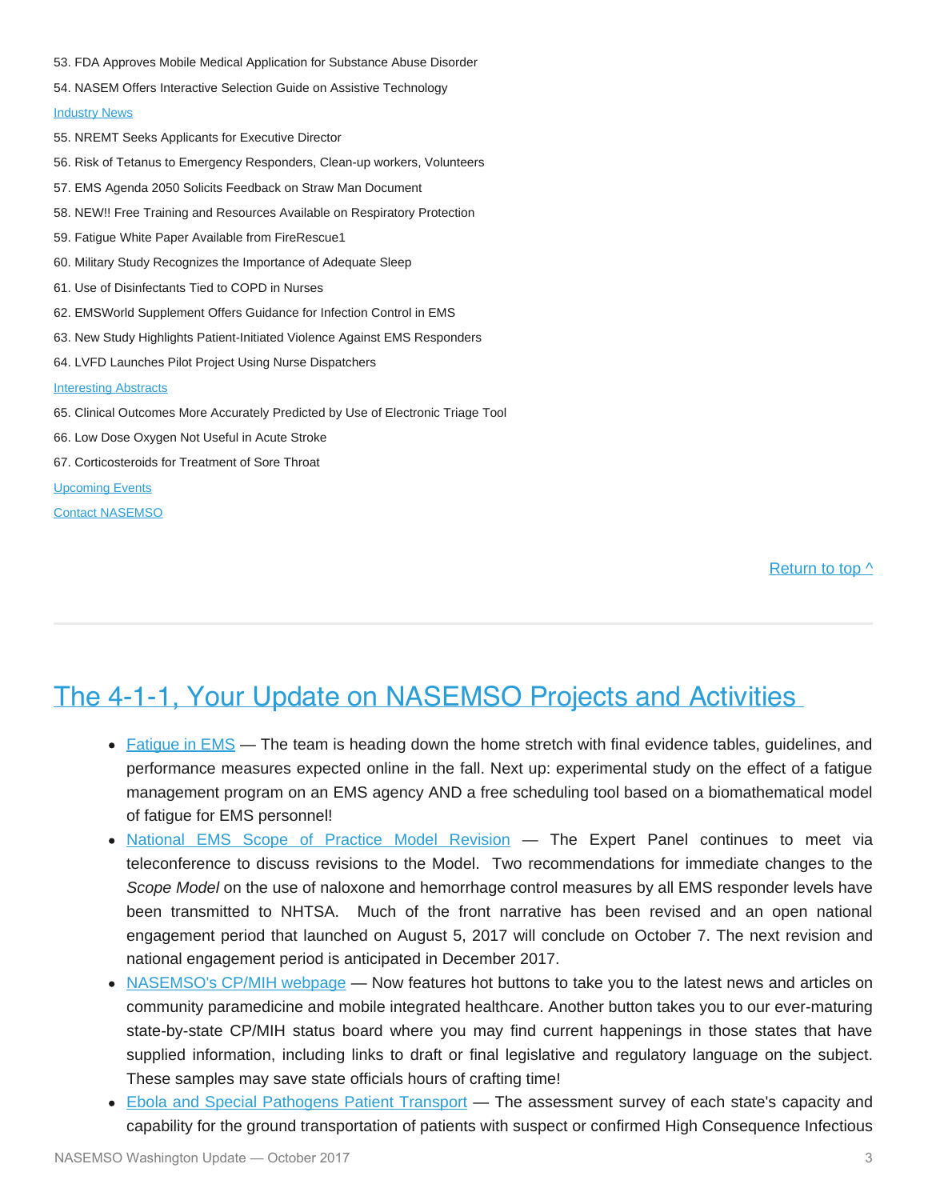53. FDA Approves Mobile Medical Application for Substance Abuse Disorder

54. NASEM Offers Interactive Selection Guide on Assistive Technology

Industry News

55. NREMT Seeks Applicants for Executive Director

56. Risk of Tetanus to Emergency Responders, Clean-up workers, Volunteers

57. EMS Agenda 2050 Solicits Feedback on Straw Man Document

58. NEW!! Free Training and Resources Available on Respiratory Protection

59. Fatigue White Paper Available from FireRescue1

60. Military Study Recognizes the Importance of Adequate Sleep

61. Use of Disinfectants Tied to COPD in Nurses

62. EMSWorld Supplement Offers Guidance for Infection Control in EMS

63. New Study Highlights Patient-Initiated Violence Against EMS Responders

64. LVFD Launches Pilot Project Using Nurse Dispatchers

Interesting Abstracts

65. Clinical Outcomes More Accurately Predicted by Use of Electronic Triage Tool

66. Low Dose Oxygen Not Useful in Acute Stroke

67. Corticosteroids for Treatment of Sore Throat

Upcoming Events

Contact NASEMSO

Return to top ^

## The 4-1-1, Your Update on NASEMSO Projects and Activities

- Fatigue in EMS — The team is heading down the home stretch with final evidence tables, guidelines, and performance measures expected online in the fall. Next up: experimental study on the effect of a fatigue management program on an EMS agency AND a free scheduling tool based on a biomathematical model of fatigue for EMS personnel!
- National EMS Scope of Practice Model Revision — The Expert Panel continues to meet via teleconference to discuss revisions to the Model. Two recommendations for immediate changes to the *Scope Model* on the use of naloxone and hemorrhage control measures by all EMS responder levels have been transmitted to NHTSA. Much of the front narrative has been revised and an open national engagement period that launched on August 5, 2017 will conclude on October 7. The next revision and national engagement period is anticipated in December 2017.
- NASEMSO's CP/MIH webpage — Now features hot buttons to take you to the latest news and articles on community paramedicine and mobile integrated healthcare. Another button takes you to our ever-maturing state-by-state CP/MIH status board where you may find current happenings in those states that have supplied information, including links to draft or final legislative and regulatory language on the subject. These samples may save state officials hours of crafting time!
- Ebola and Special Pathogens Patient Transport — The assessment survey of each state's capacity and capability for the ground transportation of patients with suspect or confirmed High Consequence Infectious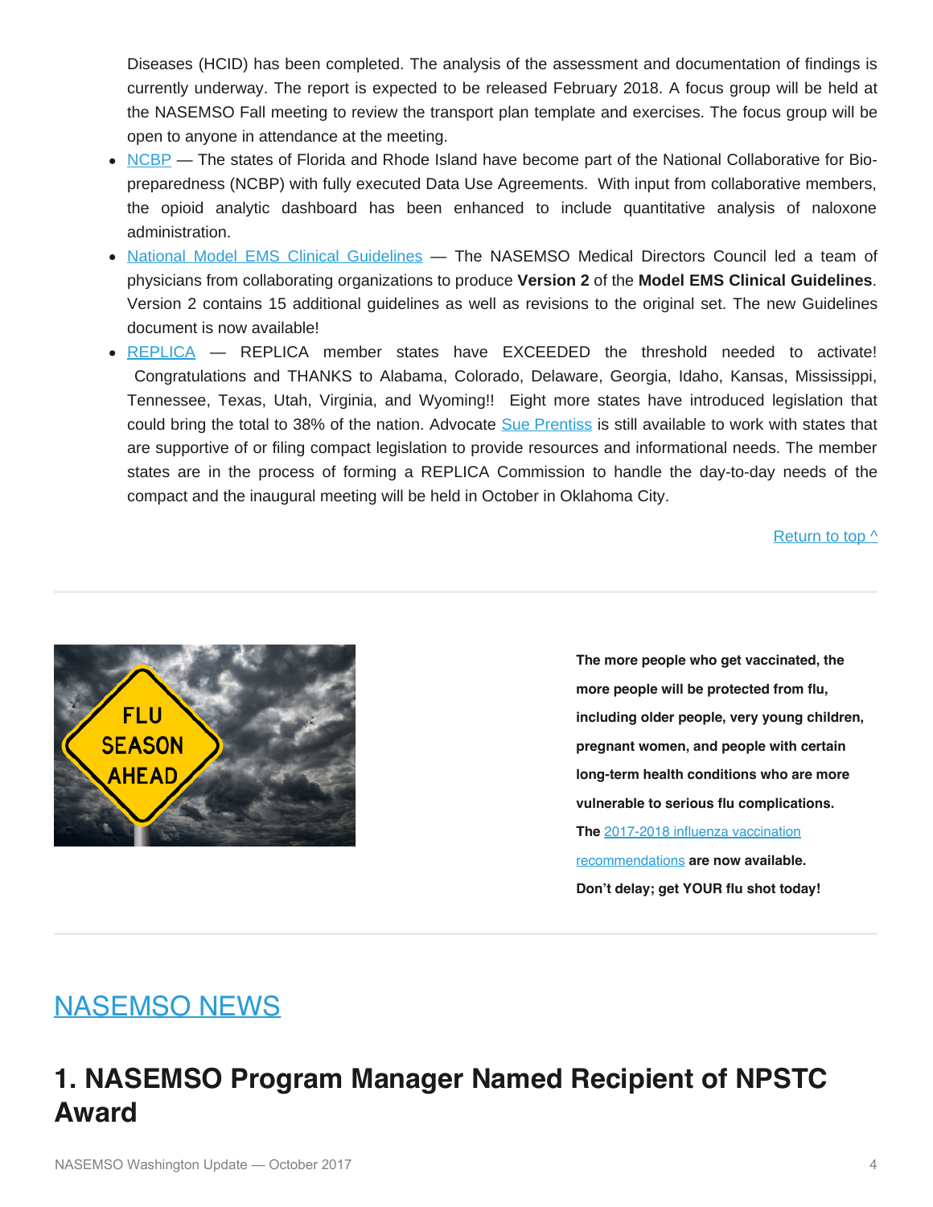Diseases (HCID) has been completed. The analysis of the assessment and documentation of findings is currently underway. The report is expected to be released February 2018. A focus group will be held at the NASEMSO Fall meeting to review the transport plan template and exercises. The focus group will be open to anyone in attendance at the meeting.

- NCBP — The states of Florida and Rhode Island have become part of the National Collaborative for Bio-preparedness (NCBP) with fully executed Data Use Agreements. With input from collaborative members, the opioid analytic dashboard has been enhanced to include quantitative analysis of naloxone administration.
- National Model EMS Clinical Guidelines — The NASEMSO Medical Directors Council led a team of physicians from collaborating organizations to produce **Version 2** of the **Model EMS Clinical Guidelines**. Version 2 contains 15 additional guidelines as well as revisions to the original set. The new Guidelines document is now available!
- REPLICA — REPLICA member states have EXCEEDED the threshold needed to activate! Congratulations and THANKS to Alabama, Colorado, Delaware, Georgia, Idaho, Kansas, Mississippi, Tennessee, Texas, Utah, Virginia, and Wyoming!! Eight more states have introduced legislation that could bring the total to 38% of the nation. Advocate Sue Prentiss is still available to work with states that are supportive of or filing compact legislation to provide resources and informational needs. The member states are in the process of forming a REPLICA Commission to handle the day-to-day needs of the compact and the inaugural meeting will be held in October in Oklahoma City.

Return to top ^

**The more people who get vaccinated, the more people will be protected from flu, including older people, very young children, pregnant women, and people with certain long-term health conditions who are more vulnerable to serious flu complications. The** 2017-2018 influenza vaccination recommendations **are now available. Don't delay; get YOUR flu shot today!**

## NASEMSO NEWS

# 1. NASEMSO Program Manager Named Recipient of NPSTC Award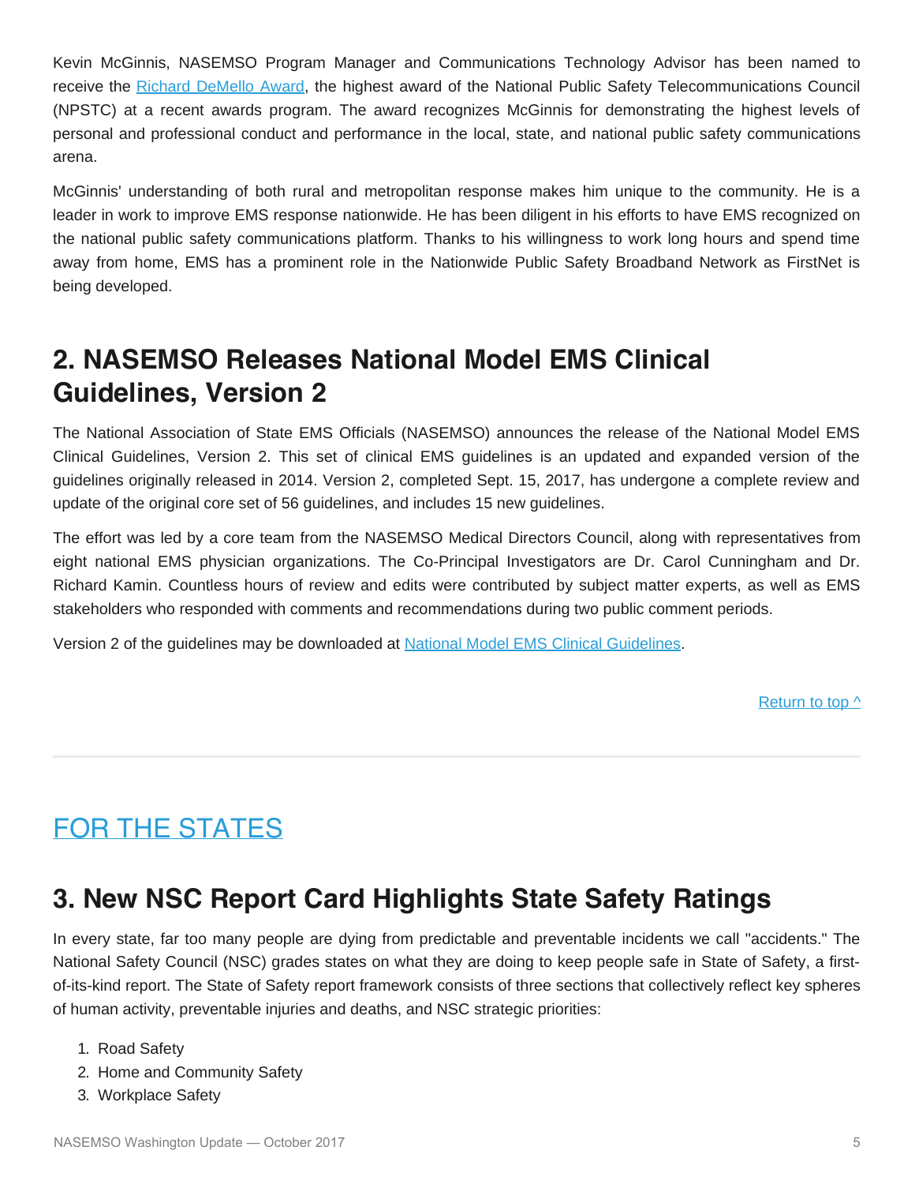Kevin McGinnis, NASEMSO Program Manager and Communications Technology Advisor has been named to receive the [Richard DeMello Award](), the highest award of the National Public Safety Telecommunications Council (NPSTC) at a recent awards program. The award recognizes McGinnis for demonstrating the highest levels of personal and professional conduct and performance in the local, state, and national public safety communications arena.

McGinnis' understanding of both rural and metropolitan response makes him unique to the community. He is a leader in work to improve EMS response nationwide. He has been diligent in his efforts to have EMS recognized on the national public safety communications platform. Thanks to his willingness to work long hours and spend time away from home, EMS has a prominent role in the Nationwide Public Safety Broadband Network as FirstNet is being developed.

## 2. NASEMSO Releases National Model EMS Clinical Guidelines, Version 2

The National Association of State EMS Officials (NASEMSO) announces the release of the National Model EMS Clinical Guidelines, Version 2. This set of clinical EMS guidelines is an updated and expanded version of the guidelines originally released in 2014. Version 2, completed Sept. 15, 2017, has undergone a complete review and update of the original core set of 56 guidelines, and includes 15 new guidelines.

The effort was led by a core team from the NASEMSO Medical Directors Council, along with representatives from eight national EMS physician organizations. The Co-Principal Investigators are Dr. Carol Cunningham and Dr. Richard Kamin. Countless hours of review and edits were contributed by subject matter experts, as well as EMS stakeholders who responded with comments and recommendations during two public comment periods.

Version 2 of the guidelines may be downloaded at [National Model EMS Clinical Guidelines]().

[Return to top ^]()

---

# FOR THE STATES

## 3. New NSC Report Card Highlights State Safety Ratings

In every state, far too many people are dying from predictable and preventable incidents we call "accidents." The National Safety Council (NSC) grades states on what they are doing to keep people safe in State of Safety, a first-of-its-kind report. The State of Safety report framework consists of three sections that collectively reflect key spheres of human activity, preventable injuries and deaths, and NSC strategic priorities:

1. Road Safety
2. Home and Community Safety
3. Workplace Safety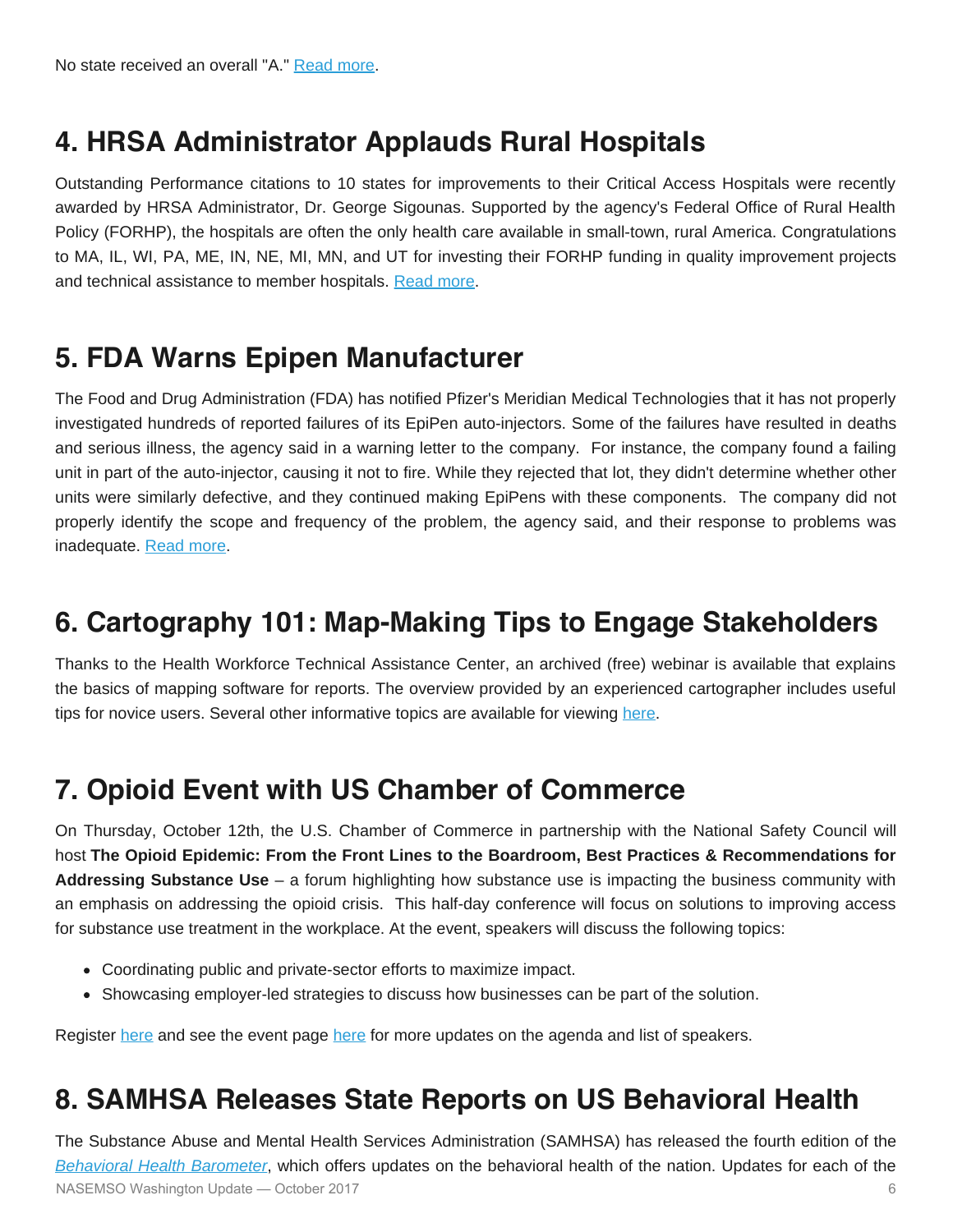No state received an overall "A." [Read more](#).

## 4. HRSA Administrator Applauds Rural Hospitals

Outstanding Performance citations to 10 states for improvements to their Critical Access Hospitals were recently awarded by HRSA Administrator, Dr. George Sigounas. Supported by the agency's Federal Office of Rural Health Policy (FORHP), the hospitals are often the only health care available in small-town, rural America. Congratulations to MA, IL, WI, PA, ME, IN, NE, MI, MN, and UT for investing their FORHP funding in quality improvement projects and technical assistance to member hospitals. [Read more](#).

## 5. FDA Warns Epipen Manufacturer

The Food and Drug Administration (FDA) has notified Pfizer's Meridian Medical Technologies that it has not properly investigated hundreds of reported failures of its EpiPen auto-injectors. Some of the failures have resulted in deaths and serious illness, the agency said in a warning letter to the company. For instance, the company found a failing unit in part of the auto-injector, causing it not to fire. While they rejected that lot, they didn't determine whether other units were similarly defective, and they continued making EpiPens with these components. The company did not properly identify the scope and frequency of the problem, the agency said, and their response to problems was inadequate. [Read more](#).

## 6. Cartography 101: Map-Making Tips to Engage Stakeholders

Thanks to the Health Workforce Technical Assistance Center, an archived (free) webinar is available that explains the basics of mapping software for reports. The overview provided by an experienced cartographer includes useful tips for novice users. Several other informative topics are available for viewing [here](#).

## 7. Opioid Event with US Chamber of Commerce

On Thursday, October 12th, the U.S. Chamber of Commerce in partnership with the National Safety Council will host **The Opioid Epidemic: From the Front Lines to the Boardroom, Best Practices & Recommendations for Addressing Substance Use** – a forum highlighting how substance use is impacting the business community with an emphasis on addressing the opioid crisis. This half-day conference will focus on solutions to improving access for substance use treatment in the workplace. At the event, speakers will discuss the following topics:

- Coordinating public and private-sector efforts to maximize impact.
- Showcasing employer-led strategies to discuss how businesses can be part of the solution.

Register [here](#) and see the event page [here](#) for more updates on the agenda and list of speakers.

## 8. SAMHSA Releases State Reports on US Behavioral Health

The Substance Abuse and Mental Health Services Administration (SAMHSA) has released the fourth edition of the [*Behavioral Health Barometer*](#), which offers updates on the behavioral health of the nation. Updates for each of the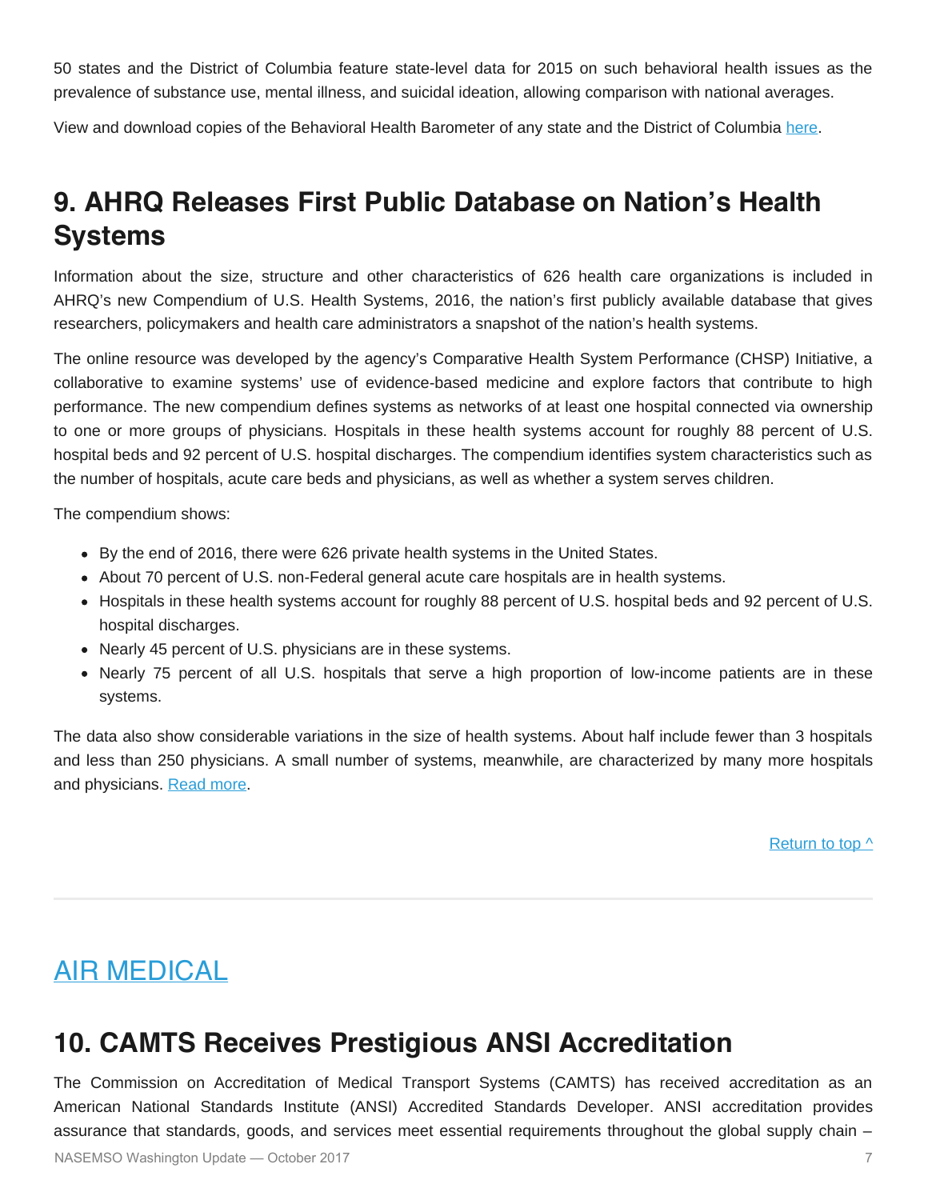50 states and the District of Columbia feature state-level data for 2015 on such behavioral health issues as the prevalence of substance use, mental illness, and suicidal ideation, allowing comparison with national averages.

View and download copies of the Behavioral Health Barometer of any state and the District of Columbia [here](#).

## 9. AHRQ Releases First Public Database on Nation's Health Systems

Information about the size, structure and other characteristics of 626 health care organizations is included in AHRQ's new Compendium of U.S. Health Systems, 2016, the nation's first publicly available database that gives researchers, policymakers and health care administrators a snapshot of the nation's health systems.

The online resource was developed by the agency's Comparative Health System Performance (CHSP) Initiative, a collaborative to examine systems' use of evidence-based medicine and explore factors that contribute to high performance. The new compendium defines systems as networks of at least one hospital connected via ownership to one or more groups of physicians. Hospitals in these health systems account for roughly 88 percent of U.S. hospital beds and 92 percent of U.S. hospital discharges. The compendium identifies system characteristics such as the number of hospitals, acute care beds and physicians, as well as whether a system serves children.

The compendium shows:

- By the end of 2016, there were 626 private health systems in the United States.
- About 70 percent of U.S. non-Federal general acute care hospitals are in health systems.
- Hospitals in these health systems account for roughly 88 percent of U.S. hospital beds and 92 percent of U.S. hospital discharges.
- Nearly 45 percent of U.S. physicians are in these systems.
- Nearly 75 percent of all U.S. hospitals that serve a high proportion of low-income patients are in these systems.

The data also show considerable variations in the size of health systems. About half include fewer than 3 hospitals and less than 250 physicians. A small number of systems, meanwhile, are characterized by many more hospitals and physicians. [Read more](#).

[Return to top ^](#)

---

# AIR MEDICAL

## 10. CAMTS Receives Prestigious ANSI Accreditation

The Commission on Accreditation of Medical Transport Systems (CAMTS) has received accreditation as an American National Standards Institute (ANSI) Accredited Standards Developer. ANSI accreditation provides assurance that standards, goods, and services meet essential requirements throughout the global supply chain –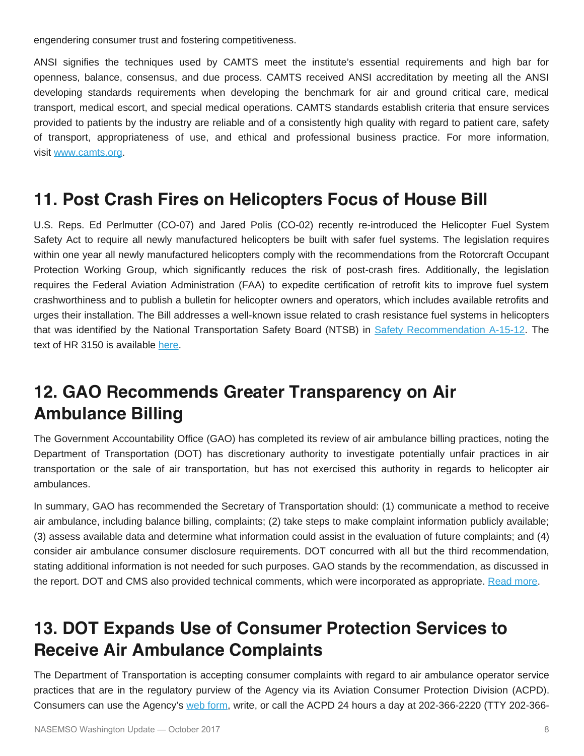engendering consumer trust and fostering competitiveness.

ANSI signifies the techniques used by CAMTS meet the institute's essential requirements and high bar for openness, balance, consensus, and due process. CAMTS received ANSI accreditation by meeting all the ANSI developing standards requirements when developing the benchmark for air and ground critical care, medical transport, medical escort, and special medical operations. CAMTS standards establish criteria that ensure services provided to patients by the industry are reliable and of a consistently high quality with regard to patient care, safety of transport, appropriateness of use, and ethical and professional business practice. For more information, visit [www.camts.org](www.camts.org).

## 11. Post Crash Fires on Helicopters Focus of House Bill

U.S. Reps. Ed Perlmutter (CO-07) and Jared Polis (CO-02) recently re-introduced the Helicopter Fuel System Safety Act to require all newly manufactured helicopters be built with safer fuel systems. The legislation requires within one year all newly manufactured helicopters comply with the recommendations from the Rotorcraft Occupant Protection Working Group, which significantly reduces the risk of post-crash fires. Additionally, the legislation requires the Federal Aviation Administration (FAA) to expedite certification of retrofit kits to improve fuel system crashworthiness and to publish a bulletin for helicopter owners and operators, which includes available retrofits and urges their installation. The Bill addresses a well-known issue related to crash resistance fuel systems in helicopters that was identified by the National Transportation Safety Board (NTSB) in Safety Recommendation A-15-12. The text of HR 3150 is available here.

## 12. GAO Recommends Greater Transparency on Air Ambulance Billing

The Government Accountability Office (GAO) has completed its review of air ambulance billing practices, noting the Department of Transportation (DOT) has discretionary authority to investigate potentially unfair practices in air transportation or the sale of air transportation, but has not exercised this authority in regards to helicopter air ambulances.

In summary, GAO has recommended the Secretary of Transportation should: (1) communicate a method to receive air ambulance, including balance billing, complaints; (2) take steps to make complaint information publicly available; (3) assess available data and determine what information could assist in the evaluation of future complaints; and (4) consider air ambulance consumer disclosure requirements. DOT concurred with all but the third recommendation, stating additional information is not needed for such purposes. GAO stands by the recommendation, as discussed in the report. DOT and CMS also provided technical comments, which were incorporated as appropriate. Read more.

## 13. DOT Expands Use of Consumer Protection Services to Receive Air Ambulance Complaints

The Department of Transportation is accepting consumer complaints with regard to air ambulance operator service practices that are in the regulatory purview of the Agency via its Aviation Consumer Protection Division (ACPD). Consumers can use the Agency's web form, write, or call the ACPD 24 hours a day at 202-366-2220 (TTY 202-366-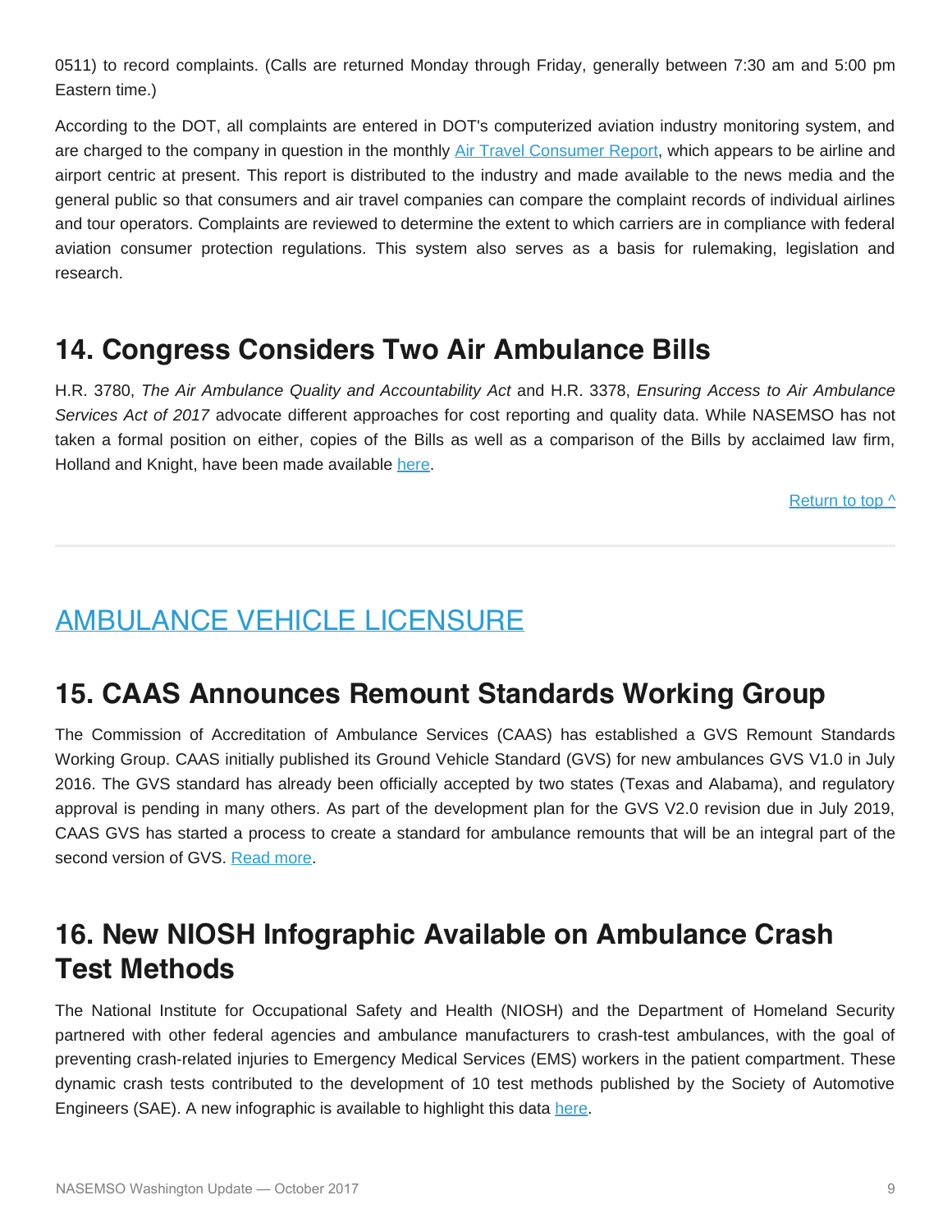0511) to record complaints. (Calls are returned Monday through Friday, generally between 7:30 am and 5:00 pm Eastern time.)

According to the DOT, all complaints are entered in DOT's computerized aviation industry monitoring system, and are charged to the company in question in the monthly [Air Travel Consumer Report](), which appears to be airline and airport centric at present. This report is distributed to the industry and made available to the news media and the general public so that consumers and air travel companies can compare the complaint records of individual airlines and tour operators. Complaints are reviewed to determine the extent to which carriers are in compliance with federal aviation consumer protection regulations. This system also serves as a basis for rulemaking, legislation and research.

## 14. Congress Considers Two Air Ambulance Bills

H.R. 3780, *The Air Ambulance Quality and Accountability Act* and H.R. 3378, *Ensuring Access to Air Ambulance Services Act of 2017* advocate different approaches for cost reporting and quality data. While NASEMSO has not taken a formal position on either, copies of the Bills as well as a comparison of the Bills by acclaimed law firm, Holland and Knight, have been made available [here]().

[Return to top ^]()

---

# [AMBULANCE VEHICLE LICENSURE]()

## 15. CAAS Announces Remount Standards Working Group

The Commission of Accreditation of Ambulance Services (CAAS) has established a GVS Remount Standards Working Group. CAAS initially published its Ground Vehicle Standard (GVS) for new ambulances GVS V1.0 in July 2016. The GVS standard has already been officially accepted by two states (Texas and Alabama), and regulatory approval is pending in many others. As part of the development plan for the GVS V2.0 revision due in July 2019, CAAS GVS has started a process to create a standard for ambulance remounts that will be an integral part of the second version of GVS. [Read more]().

## 16. New NIOSH Infographic Available on Ambulance Crash Test Methods

The National Institute for Occupational Safety and Health (NIOSH) and the Department of Homeland Security partnered with other federal agencies and ambulance manufacturers to crash-test ambulances, with the goal of preventing crash-related injuries to Emergency Medical Services (EMS) workers in the patient compartment. These dynamic crash tests contributed to the development of 10 test methods published by the Society of Automotive Engineers (SAE). A new infographic is available to highlight this data [here]().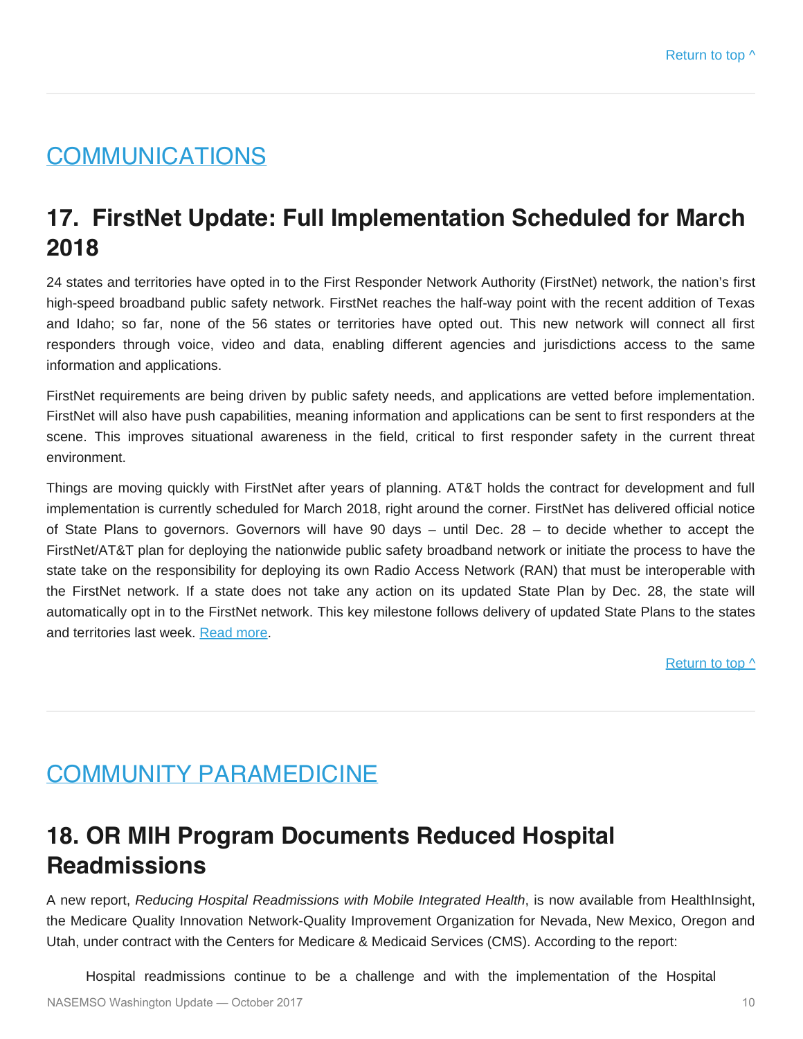Return to top ^

## COMMUNICATIONS

## 17. FirstNet Update: Full Implementation Scheduled for March 2018

24 states and territories have opted in to the First Responder Network Authority (FirstNet) network, the nation's first high-speed broadband public safety network. FirstNet reaches the half-way point with the recent addition of Texas and Idaho; so far, none of the 56 states or territories have opted out. This new network will connect all first responders through voice, video and data, enabling different agencies and jurisdictions access to the same information and applications.

FirstNet requirements are being driven by public safety needs, and applications are vetted before implementation. FirstNet will also have push capabilities, meaning information and applications can be sent to first responders at the scene. This improves situational awareness in the field, critical to first responder safety in the current threat environment.

Things are moving quickly with FirstNet after years of planning. AT&T holds the contract for development and full implementation is currently scheduled for March 2018, right around the corner. FirstNet has delivered official notice of State Plans to governors. Governors will have 90 days – until Dec. 28 – to decide whether to accept the FirstNet/AT&T plan for deploying the nationwide public safety broadband network or initiate the process to have the state take on the responsibility for deploying its own Radio Access Network (RAN) that must be interoperable with the FirstNet network. If a state does not take any action on its updated State Plan by Dec. 28, the state will automatically opt in to the FirstNet network. This key milestone follows delivery of updated State Plans to the states and territories last week. Read more.

Return to top ^

## COMMUNITY PARAMEDICINE

## 18. OR MIH Program Documents Reduced Hospital Readmissions

A new report, *Reducing Hospital Readmissions with Mobile Integrated Health*, is now available from HealthInsight, the Medicare Quality Innovation Network-Quality Improvement Organization for Nevada, New Mexico, Oregon and Utah, under contract with the Centers for Medicare & Medicaid Services (CMS). According to the report:

> Hospital readmissions continue to be a challenge and with the implementation of the Hospital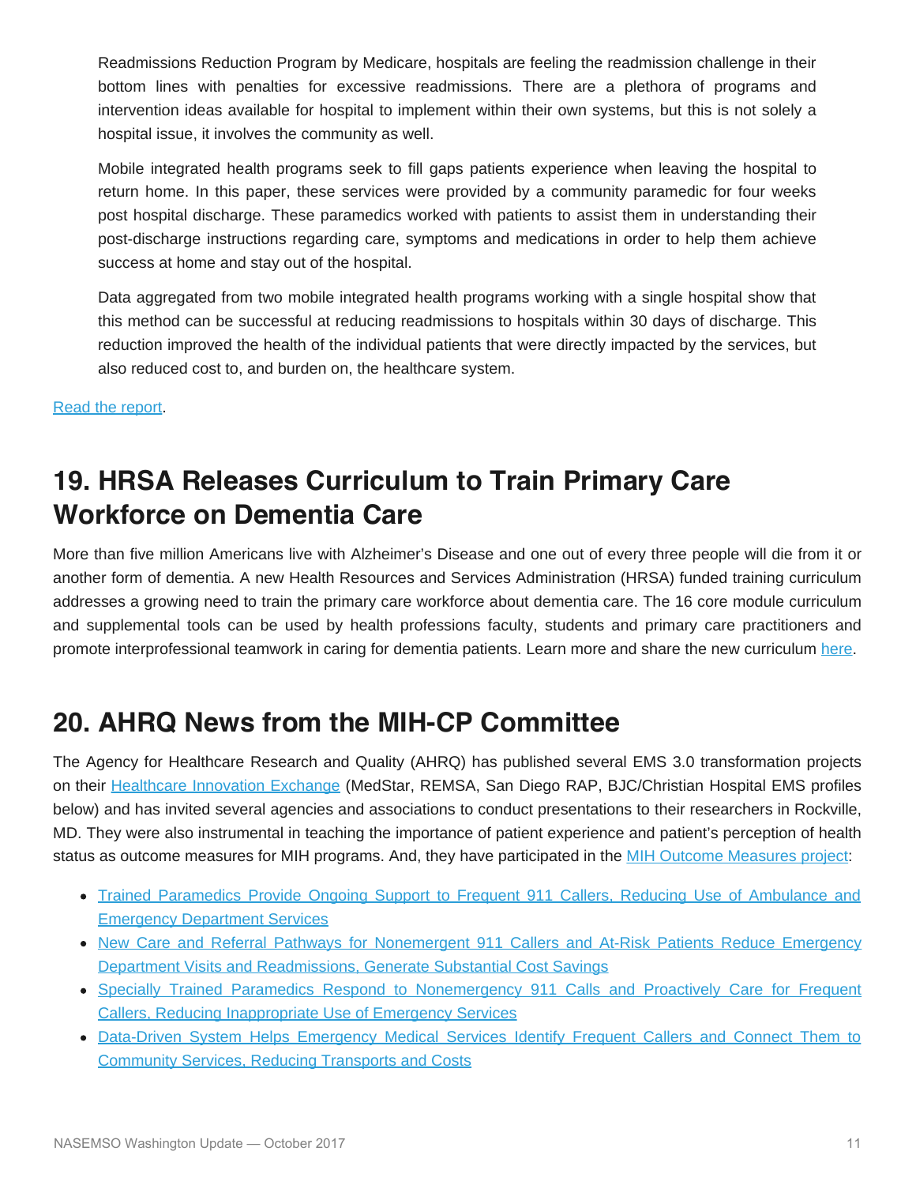Readmissions Reduction Program by Medicare, hospitals are feeling the readmission challenge in their bottom lines with penalties for excessive readmissions. There are a plethora of programs and intervention ideas available for hospital to implement within their own systems, but this is not solely a hospital issue, it involves the community as well.

Mobile integrated health programs seek to fill gaps patients experience when leaving the hospital to return home. In this paper, these services were provided by a community paramedic for four weeks post hospital discharge. These paramedics worked with patients to assist them in understanding their post-discharge instructions regarding care, symptoms and medications in order to help them achieve success at home and stay out of the hospital.

Data aggregated from two mobile integrated health programs working with a single hospital show that this method can be successful at reducing readmissions to hospitals within 30 days of discharge. This reduction improved the health of the individual patients that were directly impacted by the services, but also reduced cost to, and burden on, the healthcare system.

Read the report.

## 19. HRSA Releases Curriculum to Train Primary Care Workforce on Dementia Care

More than five million Americans live with Alzheimer's Disease and one out of every three people will die from it or another form of dementia. A new Health Resources and Services Administration (HRSA) funded training curriculum addresses a growing need to train the primary care workforce about dementia care. The 16 core module curriculum and supplemental tools can be used by health professions faculty, students and primary care practitioners and promote interprofessional teamwork in caring for dementia patients. Learn more and share the new curriculum here.

## 20. AHRQ News from the MIH-CP Committee

The Agency for Healthcare Research and Quality (AHRQ) has published several EMS 3.0 transformation projects on their Healthcare Innovation Exchange (MedStar, REMSA, San Diego RAP, BJC/Christian Hospital EMS profiles below) and has invited several agencies and associations to conduct presentations to their researchers in Rockville, MD. They were also instrumental in teaching the importance of patient experience and patient's perception of health status as outcome measures for MIH programs. And, they have participated in the MIH Outcome Measures project:

- Trained Paramedics Provide Ongoing Support to Frequent 911 Callers, Reducing Use of Ambulance and Emergency Department Services
- New Care and Referral Pathways for Nonemergent 911 Callers and At-Risk Patients Reduce Emergency Department Visits and Readmissions, Generate Substantial Cost Savings
- Specially Trained Paramedics Respond to Nonemergency 911 Calls and Proactively Care for Frequent Callers, Reducing Inappropriate Use of Emergency Services
- Data-Driven System Helps Emergency Medical Services Identify Frequent Callers and Connect Them to Community Services, Reducing Transports and Costs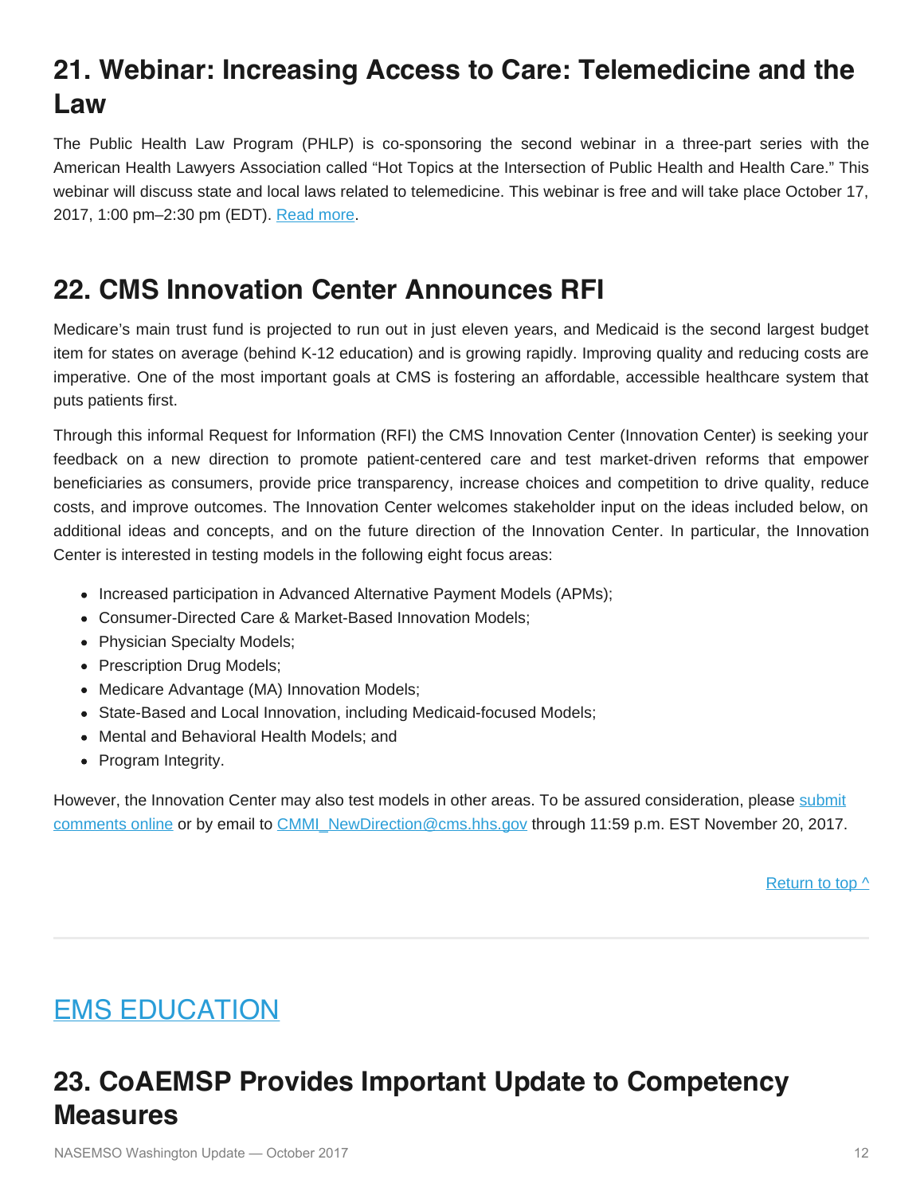## 21. Webinar: Increasing Access to Care: Telemedicine and the Law

The Public Health Law Program (PHLP) is co-sponsoring the second webinar in a three-part series with the American Health Lawyers Association called “Hot Topics at the Intersection of Public Health and Health Care.” This webinar will discuss state and local laws related to telemedicine. This webinar is free and will take place October 17, 2017, 1:00 pm–2:30 pm (EDT). Read more.

## 22. CMS Innovation Center Announces RFI

Medicare’s main trust fund is projected to run out in just eleven years, and Medicaid is the second largest budget item for states on average (behind K-12 education) and is growing rapidly. Improving quality and reducing costs are imperative. One of the most important goals at CMS is fostering an affordable, accessible healthcare system that puts patients first.

Through this informal Request for Information (RFI) the CMS Innovation Center (Innovation Center) is seeking your feedback on a new direction to promote patient-centered care and test market-driven reforms that empower beneficiaries as consumers, provide price transparency, increase choices and competition to drive quality, reduce costs, and improve outcomes. The Innovation Center welcomes stakeholder input on the ideas included below, on additional ideas and concepts, and on the future direction of the Innovation Center. In particular, the Innovation Center is interested in testing models in the following eight focus areas:

- Increased participation in Advanced Alternative Payment Models (APMs);
- Consumer-Directed Care & Market-Based Innovation Models;
- Physician Specialty Models;
- Prescription Drug Models;
- Medicare Advantage (MA) Innovation Models;
- State-Based and Local Innovation, including Medicaid-focused Models;
- Mental and Behavioral Health Models; and
- Program Integrity.

However, the Innovation Center may also test models in other areas. To be assured consideration, please submit comments online or by email to CMMI_NewDirection@cms.hhs.gov through 11:59 p.m. EST November 20, 2017.

Return to top ^

---

# EMS EDUCATION

## 23. CoAEMSP Provides Important Update to Competency Measures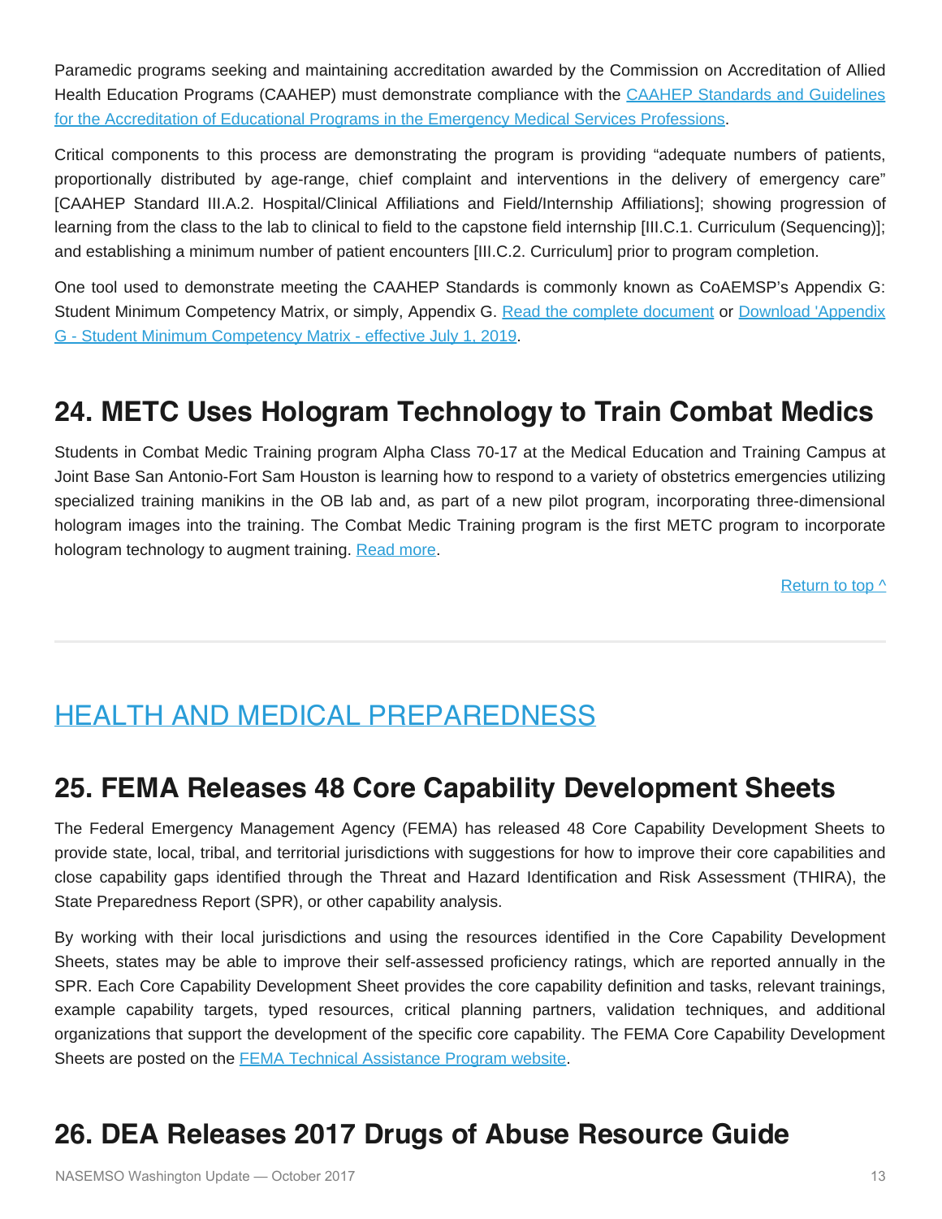Paramedic programs seeking and maintaining accreditation awarded by the Commission on Accreditation of Allied Health Education Programs (CAAHEP) must demonstrate compliance with the [CAAHEP Standards and Guidelines for the Accreditation of Educational Programs in the Emergency Medical Services Professions]().

Critical components to this process are demonstrating the program is providing "adequate numbers of patients, proportionally distributed by age-range, chief complaint and interventions in the delivery of emergency care" [CAAHEP Standard III.A.2. Hospital/Clinical Affiliations and Field/Internship Affiliations]; showing progression of learning from the class to the lab to clinical to field to the capstone field internship [III.C.1. Curriculum (Sequencing)]; and establishing a minimum number of patient encounters [III.C.2. Curriculum] prior to program completion.

One tool used to demonstrate meeting the CAAHEP Standards is commonly known as CoAEMSP's Appendix G: Student Minimum Competency Matrix, or simply, Appendix G. [Read the complete document]() or [Download 'Appendix G - Student Minimum Competency Matrix - effective July 1, 2019]().

## 24. METC Uses Hologram Technology to Train Combat Medics

Students in Combat Medic Training program Alpha Class 70-17 at the Medical Education and Training Campus at Joint Base San Antonio-Fort Sam Houston is learning how to respond to a variety of obstetrics emergencies utilizing specialized training manikins in the OB lab and, as part of a new pilot program, incorporating three-dimensional hologram images into the training. The Combat Medic Training program is the first METC program to incorporate hologram technology to augment training. [Read more]().

[Return to top ^]()

---

# HEALTH AND MEDICAL PREPAREDNESS

## 25. FEMA Releases 48 Core Capability Development Sheets

The Federal Emergency Management Agency (FEMA) has released 48 Core Capability Development Sheets to provide state, local, tribal, and territorial jurisdictions with suggestions for how to improve their core capabilities and close capability gaps identified through the Threat and Hazard Identification and Risk Assessment (THIRA), the State Preparedness Report (SPR), or other capability analysis.

By working with their local jurisdictions and using the resources identified in the Core Capability Development Sheets, states may be able to improve their self-assessed proficiency ratings, which are reported annually in the SPR. Each Core Capability Development Sheet provides the core capability definition and tasks, relevant trainings, example capability targets, typed resources, critical planning partners, validation techniques, and additional organizations that support the development of the specific core capability. The FEMA Core Capability Development Sheets are posted on the [FEMA Technical Assistance Program website]().

## 26. DEA Releases 2017 Drugs of Abuse Resource Guide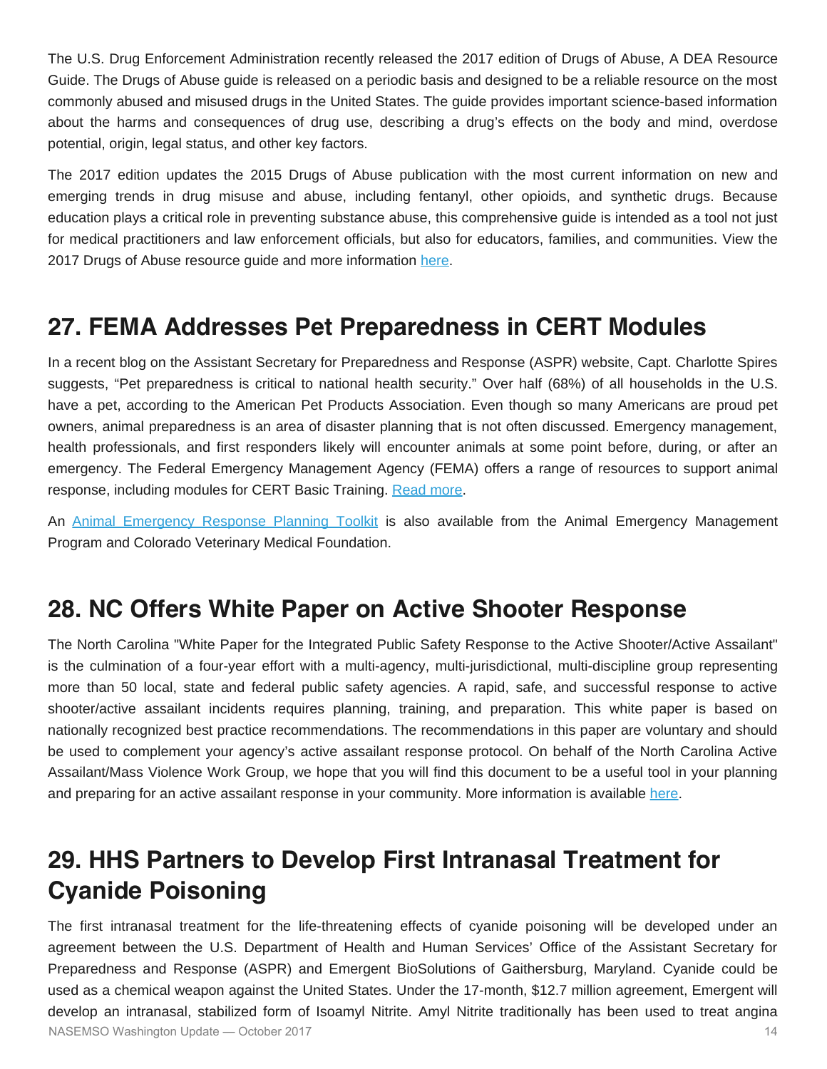The U.S. Drug Enforcement Administration recently released the 2017 edition of Drugs of Abuse, A DEA Resource Guide. The Drugs of Abuse guide is released on a periodic basis and designed to be a reliable resource on the most commonly abused and misused drugs in the United States. The guide provides important science-based information about the harms and consequences of drug use, describing a drug's effects on the body and mind, overdose potential, origin, legal status, and other key factors.

The 2017 edition updates the 2015 Drugs of Abuse publication with the most current information on new and emerging trends in drug misuse and abuse, including fentanyl, other opioids, and synthetic drugs. Because education plays a critical role in preventing substance abuse, this comprehensive guide is intended as a tool not just for medical practitioners and law enforcement officials, but also for educators, families, and communities. View the 2017 Drugs of Abuse resource guide and more information here.

## 27. FEMA Addresses Pet Preparedness in CERT Modules

In a recent blog on the Assistant Secretary for Preparedness and Response (ASPR) website, Capt. Charlotte Spires suggests, "Pet preparedness is critical to national health security." Over half (68%) of all households in the U.S. have a pet, according to the American Pet Products Association. Even though so many Americans are proud pet owners, animal preparedness is an area of disaster planning that is not often discussed. Emergency management, health professionals, and first responders likely will encounter animals at some point before, during, or after an emergency. The Federal Emergency Management Agency (FEMA) offers a range of resources to support animal response, including modules for CERT Basic Training. Read more.

An Animal Emergency Response Planning Toolkit is also available from the Animal Emergency Management Program and Colorado Veterinary Medical Foundation.

## 28. NC Offers White Paper on Active Shooter Response

The North Carolina "White Paper for the Integrated Public Safety Response to the Active Shooter/Active Assailant" is the culmination of a four-year effort with a multi-agency, multi-jurisdictional, multi-discipline group representing more than 50 local, state and federal public safety agencies. A rapid, safe, and successful response to active shooter/active assailant incidents requires planning, training, and preparation. This white paper is based on nationally recognized best practice recommendations. The recommendations in this paper are voluntary and should be used to complement your agency's active assailant response protocol. On behalf of the North Carolina Active Assailant/Mass Violence Work Group, we hope that you will find this document to be a useful tool in your planning and preparing for an active assailant response in your community. More information is available here.

## 29. HHS Partners to Develop First Intranasal Treatment for Cyanide Poisoning

The first intranasal treatment for the life-threatening effects of cyanide poisoning will be developed under an agreement between the U.S. Department of Health and Human Services' Office of the Assistant Secretary for Preparedness and Response (ASPR) and Emergent BioSolutions of Gaithersburg, Maryland. Cyanide could be used as a chemical weapon against the United States. Under the 17-month, $12.7 million agreement, Emergent will develop an intranasal, stabilized form of Isoamyl Nitrite. Amyl Nitrite traditionally has been used to treat angina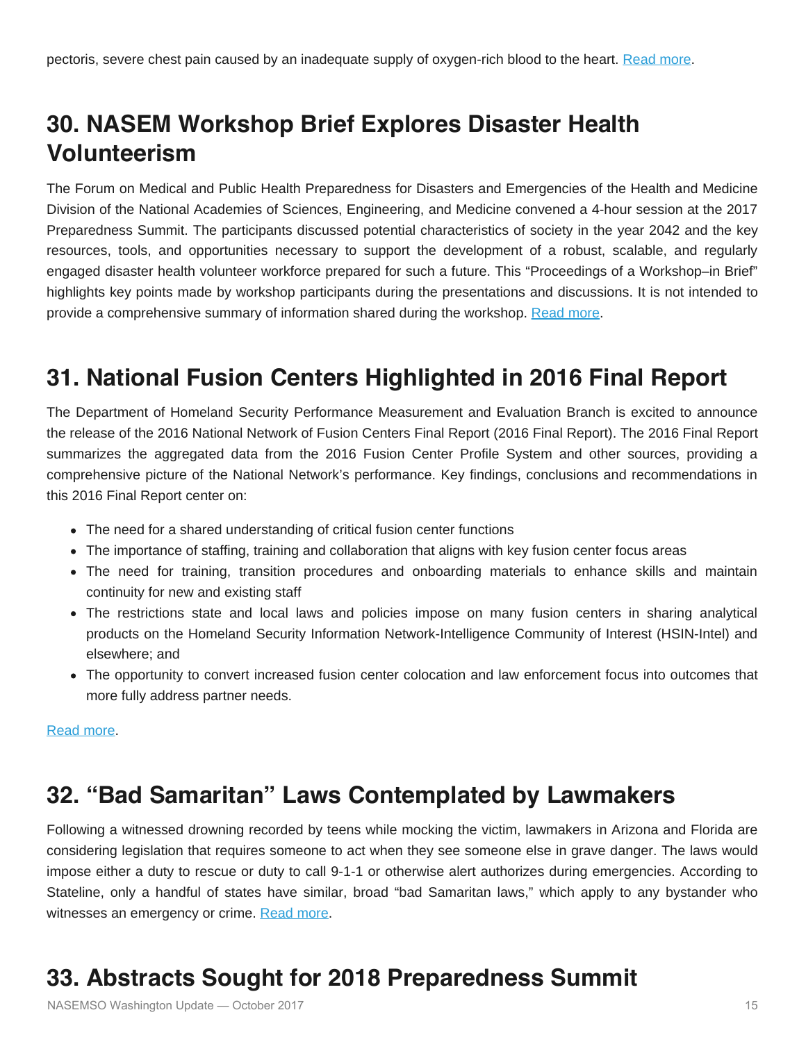pectoris, severe chest pain caused by an inadequate supply of oxygen-rich blood to the heart. Read more.

## 30. NASEM Workshop Brief Explores Disaster Health Volunteerism

The Forum on Medical and Public Health Preparedness for Disasters and Emergencies of the Health and Medicine Division of the National Academies of Sciences, Engineering, and Medicine convened a 4-hour session at the 2017 Preparedness Summit. The participants discussed potential characteristics of society in the year 2042 and the key resources, tools, and opportunities necessary to support the development of a robust, scalable, and regularly engaged disaster health volunteer workforce prepared for such a future. This "Proceedings of a Workshop–in Brief" highlights key points made by workshop participants during the presentations and discussions. It is not intended to provide a comprehensive summary of information shared during the workshop. Read more.

## 31. National Fusion Centers Highlighted in 2016 Final Report

The Department of Homeland Security Performance Measurement and Evaluation Branch is excited to announce the release of the 2016 National Network of Fusion Centers Final Report (2016 Final Report). The 2016 Final Report summarizes the aggregated data from the 2016 Fusion Center Profile System and other sources, providing a comprehensive picture of the National Network's performance. Key findings, conclusions and recommendations in this 2016 Final Report center on:

- The need for a shared understanding of critical fusion center functions
- The importance of staffing, training and collaboration that aligns with key fusion center focus areas
- The need for training, transition procedures and onboarding materials to enhance skills and maintain continuity for new and existing staff
- The restrictions state and local laws and policies impose on many fusion centers in sharing analytical products on the Homeland Security Information Network-Intelligence Community of Interest (HSIN-Intel) and elsewhere; and
- The opportunity to convert increased fusion center colocation and law enforcement focus into outcomes that more fully address partner needs.

Read more.

## 32. "Bad Samaritan" Laws Contemplated by Lawmakers

Following a witnessed drowning recorded by teens while mocking the victim, lawmakers in Arizona and Florida are considering legislation that requires someone to act when they see someone else in grave danger. The laws would impose either a duty to rescue or duty to call 9-1-1 or otherwise alert authorizes during emergencies. According to Stateline, only a handful of states have similar, broad "bad Samaritan laws," which apply to any bystander who witnesses an emergency or crime. Read more.

## 33. Abstracts Sought for 2018 Preparedness Summit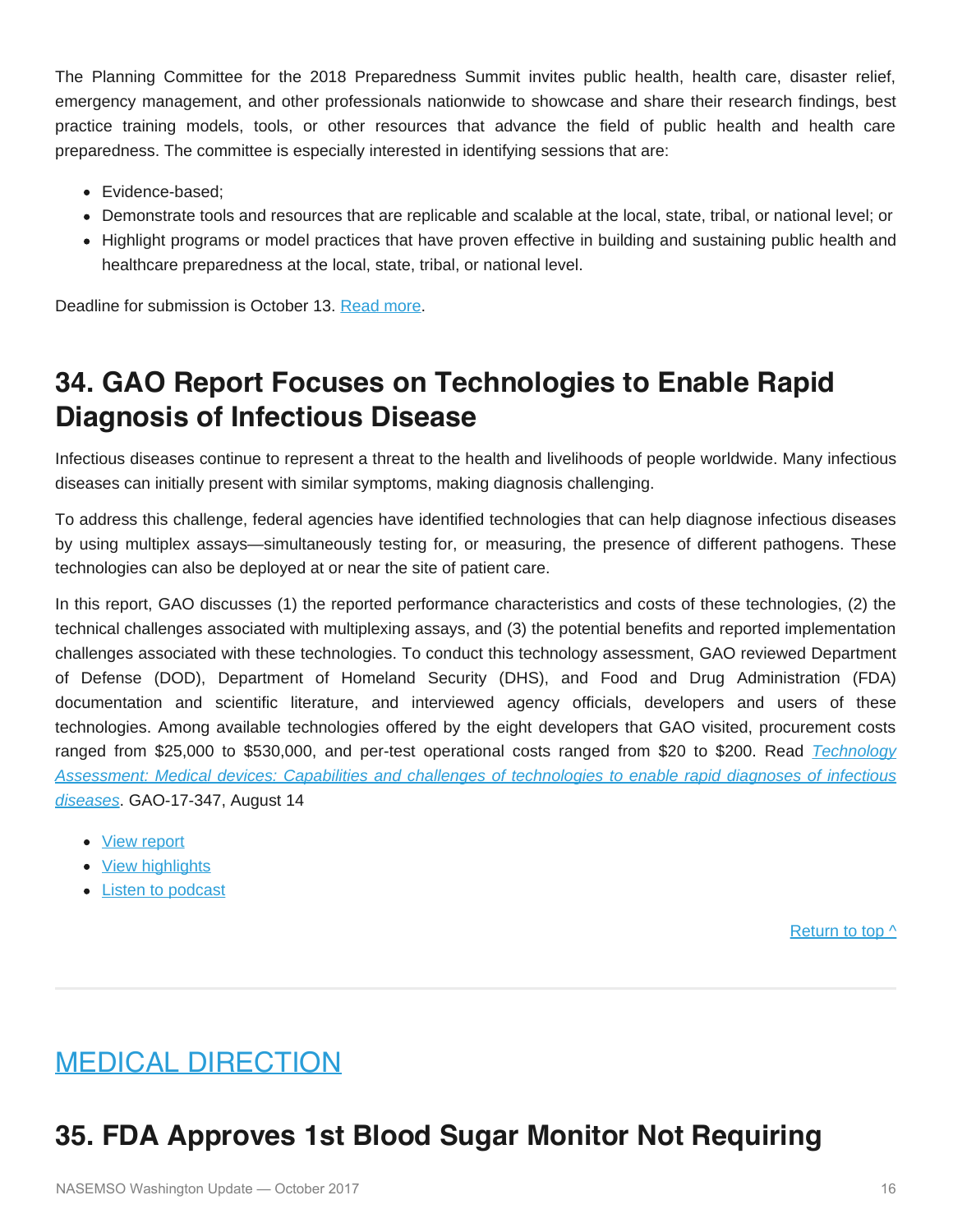The Planning Committee for the 2018 Preparedness Summit invites public health, health care, disaster relief, emergency management, and other professionals nationwide to showcase and share their research findings, best practice training models, tools, or other resources that advance the field of public health and health care preparedness. The committee is especially interested in identifying sessions that are:

- Evidence-based;
- Demonstrate tools and resources that are replicable and scalable at the local, state, tribal, or national level; or
- Highlight programs or model practices that have proven effective in building and sustaining public health and healthcare preparedness at the local, state, tribal, or national level.

Deadline for submission is October 13. Read more.

## 34. GAO Report Focuses on Technologies to Enable Rapid Diagnosis of Infectious Disease

Infectious diseases continue to represent a threat to the health and livelihoods of people worldwide. Many infectious diseases can initially present with similar symptoms, making diagnosis challenging.

To address this challenge, federal agencies have identified technologies that can help diagnose infectious diseases by using multiplex assays—simultaneously testing for, or measuring, the presence of different pathogens. These technologies can also be deployed at or near the site of patient care.

In this report, GAO discusses (1) the reported performance characteristics and costs of these technologies, (2) the technical challenges associated with multiplexing assays, and (3) the potential benefits and reported implementation challenges associated with these technologies. To conduct this technology assessment, GAO reviewed Department of Defense (DOD), Department of Homeland Security (DHS), and Food and Drug Administration (FDA) documentation and scientific literature, and interviewed agency officials, developers and users of these technologies. Among available technologies offered by the eight developers that GAO visited, procurement costs ranged from $25,000 to $530,000, and per-test operational costs ranged from $20 to $200. Read *Technology Assessment: Medical devices: Capabilities and challenges of technologies to enable rapid diagnoses of infectious diseases*. GAO-17-347, August 14

- View report
- View highlights
- Listen to podcast

Return to top ^

# MEDICAL DIRECTION

## 35. FDA Approves 1st Blood Sugar Monitor Not Requiring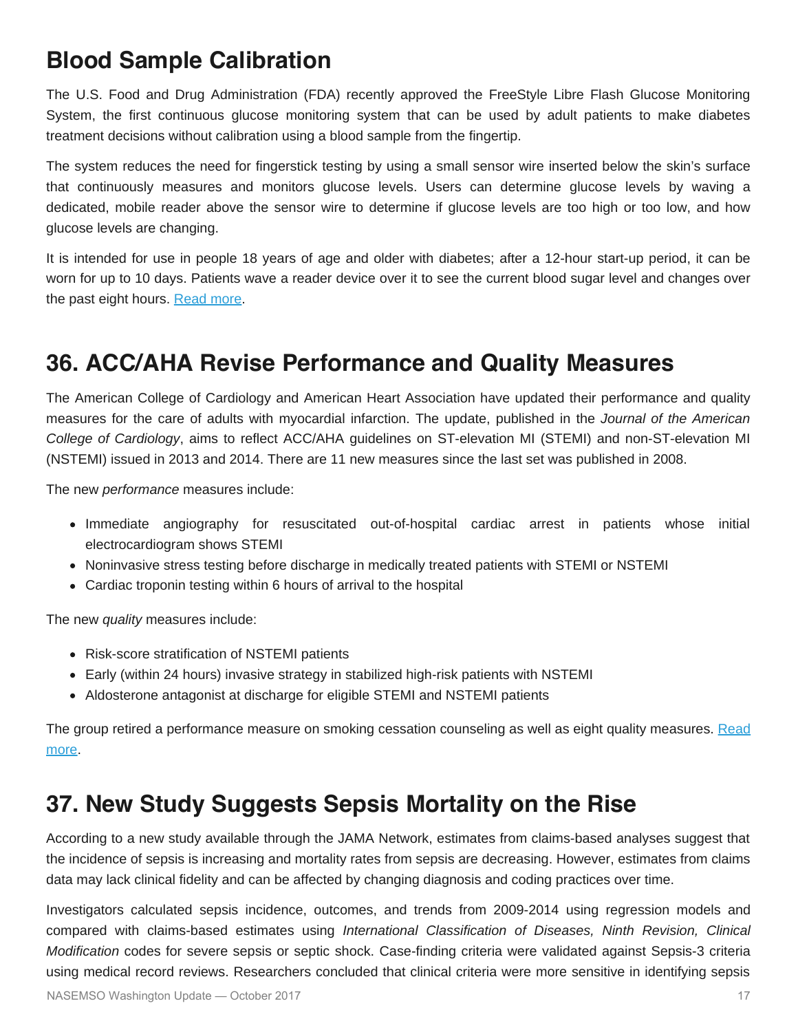## Blood Sample Calibration

The U.S. Food and Drug Administration (FDA) recently approved the FreeStyle Libre Flash Glucose Monitoring System, the first continuous glucose monitoring system that can be used by adult patients to make diabetes treatment decisions without calibration using a blood sample from the fingertip.

The system reduces the need for fingerstick testing by using a small sensor wire inserted below the skin's surface that continuously measures and monitors glucose levels. Users can determine glucose levels by waving a dedicated, mobile reader above the sensor wire to determine if glucose levels are too high or too low, and how glucose levels are changing.

It is intended for use in people 18 years of age and older with diabetes; after a 12-hour start-up period, it can be worn for up to 10 days. Patients wave a reader device over it to see the current blood sugar level and changes over the past eight hours. Read more.

## 36. ACC/AHA Revise Performance and Quality Measures

The American College of Cardiology and American Heart Association have updated their performance and quality measures for the care of adults with myocardial infarction. The update, published in the *Journal of the American College of Cardiology*, aims to reflect ACC/AHA guidelines on ST-elevation MI (STEMI) and non-ST-elevation MI (NSTEMI) issued in 2013 and 2014. There are 11 new measures since the last set was published in 2008.

The new *performance* measures include:

- Immediate angiography for resuscitated out-of-hospital cardiac arrest in patients whose initial electrocardiogram shows STEMI
- Noninvasive stress testing before discharge in medically treated patients with STEMI or NSTEMI
- Cardiac troponin testing within 6 hours of arrival to the hospital

The new *quality* measures include:

- Risk-score stratification of NSTEMI patients
- Early (within 24 hours) invasive strategy in stabilized high-risk patients with NSTEMI
- Aldosterone antagonist at discharge for eligible STEMI and NSTEMI patients

The group retired a performance measure on smoking cessation counseling as well as eight quality measures. Read more.

## 37. New Study Suggests Sepsis Mortality on the Rise

According to a new study available through the JAMA Network, estimates from claims-based analyses suggest that the incidence of sepsis is increasing and mortality rates from sepsis are decreasing. However, estimates from claims data may lack clinical fidelity and can be affected by changing diagnosis and coding practices over time.

Investigators calculated sepsis incidence, outcomes, and trends from 2009-2014 using regression models and compared with claims-based estimates using *International Classification of Diseases, Ninth Revision, Clinical Modification* codes for severe sepsis or septic shock. Case-finding criteria were validated against Sepsis-3 criteria using medical record reviews. Researchers concluded that clinical criteria were more sensitive in identifying sepsis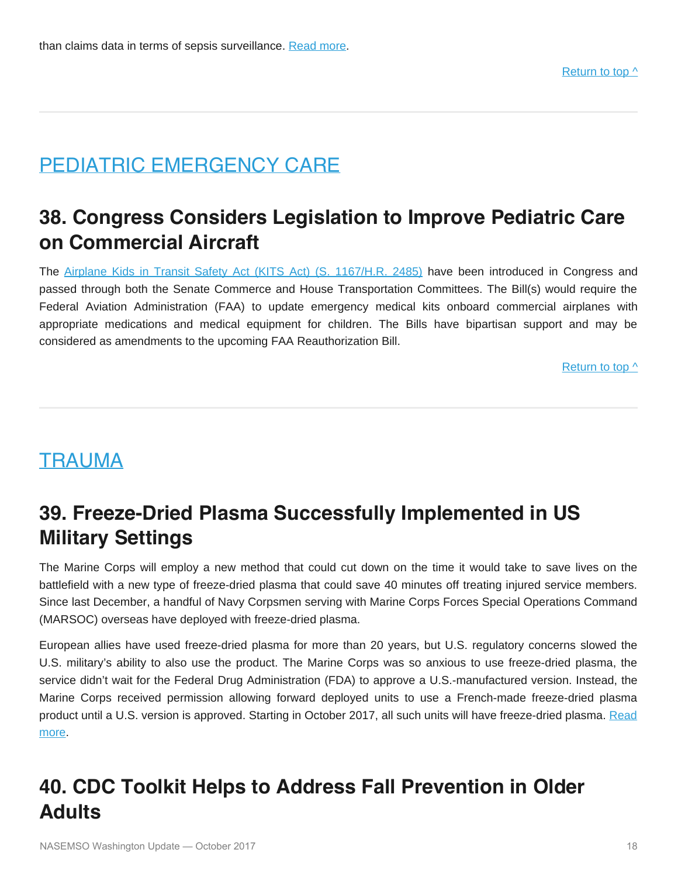than claims data in terms of sepsis surveillance. [Read more](#).

[Return to top ^](#)

---

## [PEDIATRIC EMERGENCY CARE](#)

### 38. Congress Considers Legislation to Improve Pediatric Care on Commercial Aircraft

The [Airplane Kids in Transit Safety Act (KITS Act) (S. 1167/H.R. 2485)](#) have been introduced in Congress and passed through both the Senate Commerce and House Transportation Committees. The Bill(s) would require the Federal Aviation Administration (FAA) to update emergency medical kits onboard commercial airplanes with appropriate medications and medical equipment for children. The Bills have bipartisan support and may be considered as amendments to the upcoming FAA Reauthorization Bill.

[Return to top ^](#)

---

## [TRAUMA](#)

### 39. Freeze-Dried Plasma Successfully Implemented in US Military Settings

The Marine Corps will employ a new method that could cut down on the time it would take to save lives on the battlefield with a new type of freeze-dried plasma that could save 40 minutes off treating injured service members. Since last December, a handful of Navy Corpsmen serving with Marine Corps Forces Special Operations Command (MARSOC) overseas have deployed with freeze-dried plasma.

European allies have used freeze-dried plasma for more than 20 years, but U.S. regulatory concerns slowed the U.S. military's ability to also use the product. The Marine Corps was so anxious to use freeze-dried plasma, the service didn't wait for the Federal Drug Administration (FDA) to approve a U.S.-manufactured version. Instead, the Marine Corps received permission allowing forward deployed units to use a French-made freeze-dried plasma product until a U.S. version is approved. Starting in October 2017, all such units will have freeze-dried plasma. [Read more](#).

### 40. CDC Toolkit Helps to Address Fall Prevention in Older Adults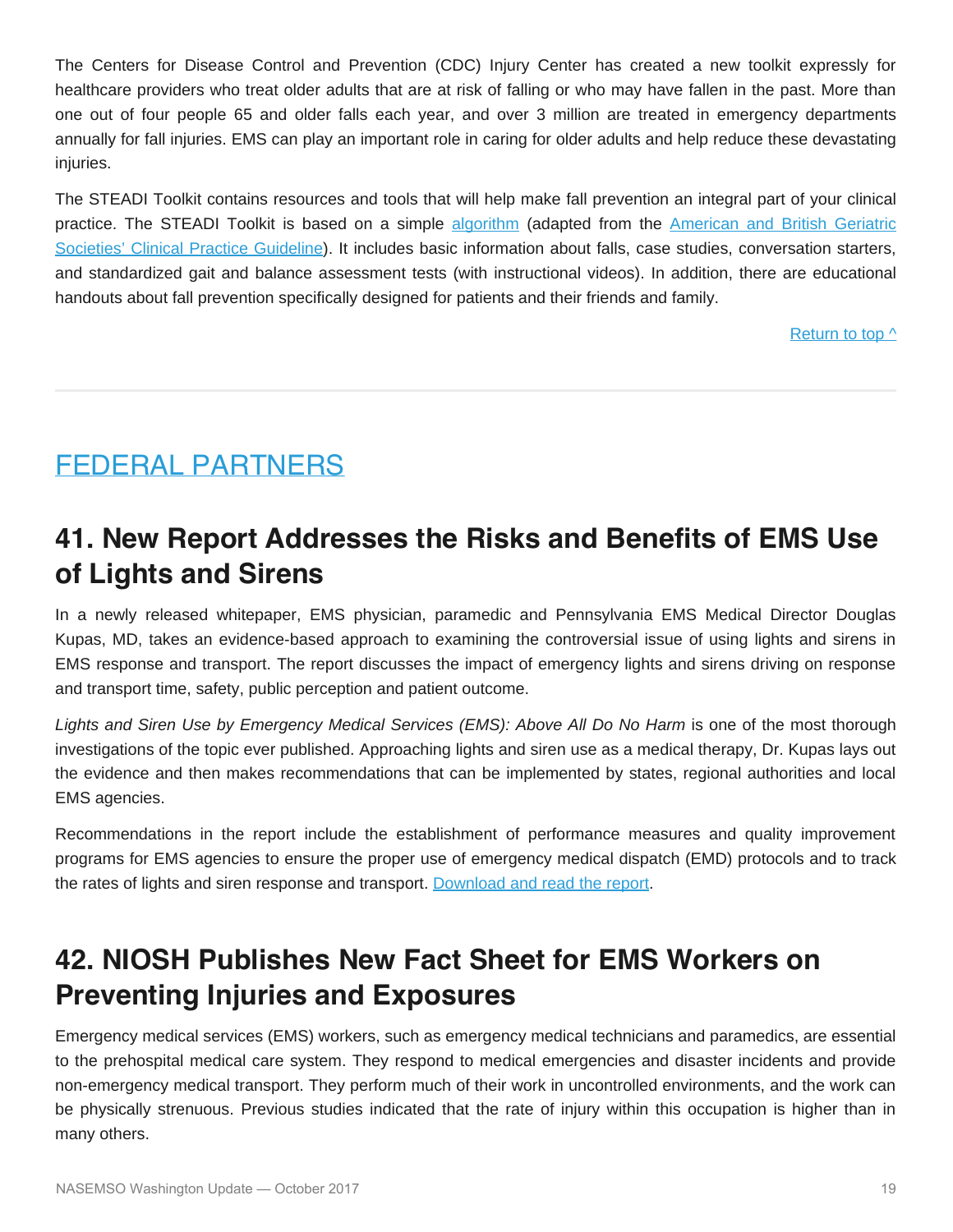The Centers for Disease Control and Prevention (CDC) Injury Center has created a new toolkit expressly for healthcare providers who treat older adults that are at risk of falling or who may have fallen in the past. More than one out of four people 65 and older falls each year, and over 3 million are treated in emergency departments annually for fall injuries. EMS can play an important role in caring for older adults and help reduce these devastating injuries.

The STEADI Toolkit contains resources and tools that will help make fall prevention an integral part of your clinical practice. The STEADI Toolkit is based on a simple algorithm (adapted from the American and British Geriatric Societies' Clinical Practice Guideline). It includes basic information about falls, case studies, conversation starters, and standardized gait and balance assessment tests (with instructional videos). In addition, there are educational handouts about fall prevention specifically designed for patients and their friends and family.

Return to top ^

---

# FEDERAL PARTNERS

## 41. New Report Addresses the Risks and Benefits of EMS Use of Lights and Sirens

In a newly released whitepaper, EMS physician, paramedic and Pennsylvania EMS Medical Director Douglas Kupas, MD, takes an evidence-based approach to examining the controversial issue of using lights and sirens in EMS response and transport. The report discusses the impact of emergency lights and sirens driving on response and transport time, safety, public perception and patient outcome.

*Lights and Siren Use by Emergency Medical Services (EMS): Above All Do No Harm* is one of the most thorough investigations of the topic ever published. Approaching lights and siren use as a medical therapy, Dr. Kupas lays out the evidence and then makes recommendations that can be implemented by states, regional authorities and local EMS agencies.

Recommendations in the report include the establishment of performance measures and quality improvement programs for EMS agencies to ensure the proper use of emergency medical dispatch (EMD) protocols and to track the rates of lights and siren response and transport. Download and read the report.

## 42. NIOSH Publishes New Fact Sheet for EMS Workers on Preventing Injuries and Exposures

Emergency medical services (EMS) workers, such as emergency medical technicians and paramedics, are essential to the prehospital medical care system. They respond to medical emergencies and disaster incidents and provide non-emergency medical transport. They perform much of their work in uncontrolled environments, and the work can be physically strenuous. Previous studies indicated that the rate of injury within this occupation is higher than in many others.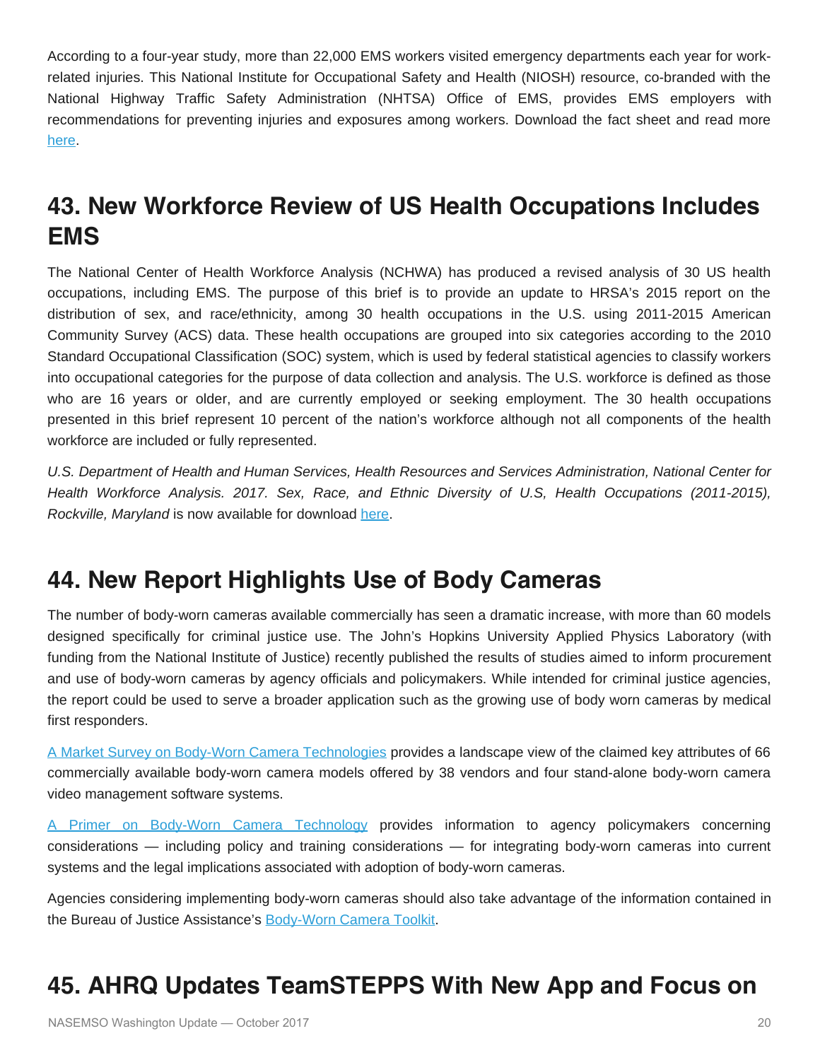According to a four-year study, more than 22,000 EMS workers visited emergency departments each year for work-related injuries. This National Institute for Occupational Safety and Health (NIOSH) resource, co-branded with the National Highway Traffic Safety Administration (NHTSA) Office of EMS, provides EMS employers with recommendations for preventing injuries and exposures among workers. Download the fact sheet and read more here.

## 43. New Workforce Review of US Health Occupations Includes EMS

The National Center of Health Workforce Analysis (NCHWA) has produced a revised analysis of 30 US health occupations, including EMS. The purpose of this brief is to provide an update to HRSA's 2015 report on the distribution of sex, and race/ethnicity, among 30 health occupations in the U.S. using 2011-2015 American Community Survey (ACS) data. These health occupations are grouped into six categories according to the 2010 Standard Occupational Classification (SOC) system, which is used by federal statistical agencies to classify workers into occupational categories for the purpose of data collection and analysis. The U.S. workforce is defined as those who are 16 years or older, and are currently employed or seeking employment. The 30 health occupations presented in this brief represent 10 percent of the nation's workforce although not all components of the health workforce are included or fully represented.

*U.S. Department of Health and Human Services, Health Resources and Services Administration, National Center for Health Workforce Analysis. 2017. Sex, Race, and Ethnic Diversity of U.S, Health Occupations (2011-2015), Rockville, Maryland* is now available for download here.

## 44. New Report Highlights Use of Body Cameras

The number of body-worn cameras available commercially has seen a dramatic increase, with more than 60 models designed specifically for criminal justice use. The John's Hopkins University Applied Physics Laboratory (with funding from the National Institute of Justice) recently published the results of studies aimed to inform procurement and use of body-worn cameras by agency officials and policymakers. While intended for criminal justice agencies, the report could be used to serve a broader application such as the growing use of body worn cameras by medical first responders.

A Market Survey on Body-Worn Camera Technologies provides a landscape view of the claimed key attributes of 66 commercially available body-worn camera models offered by 38 vendors and four stand-alone body-worn camera video management software systems.

A Primer on Body-Worn Camera Technology provides information to agency policymakers concerning considerations — including policy and training considerations — for integrating body-worn cameras into current systems and the legal implications associated with adoption of body-worn cameras.

Agencies considering implementing body-worn cameras should also take advantage of the information contained in the Bureau of Justice Assistance's Body-Worn Camera Toolkit.

## 45. AHRQ Updates TeamSTEPPS With New App and Focus on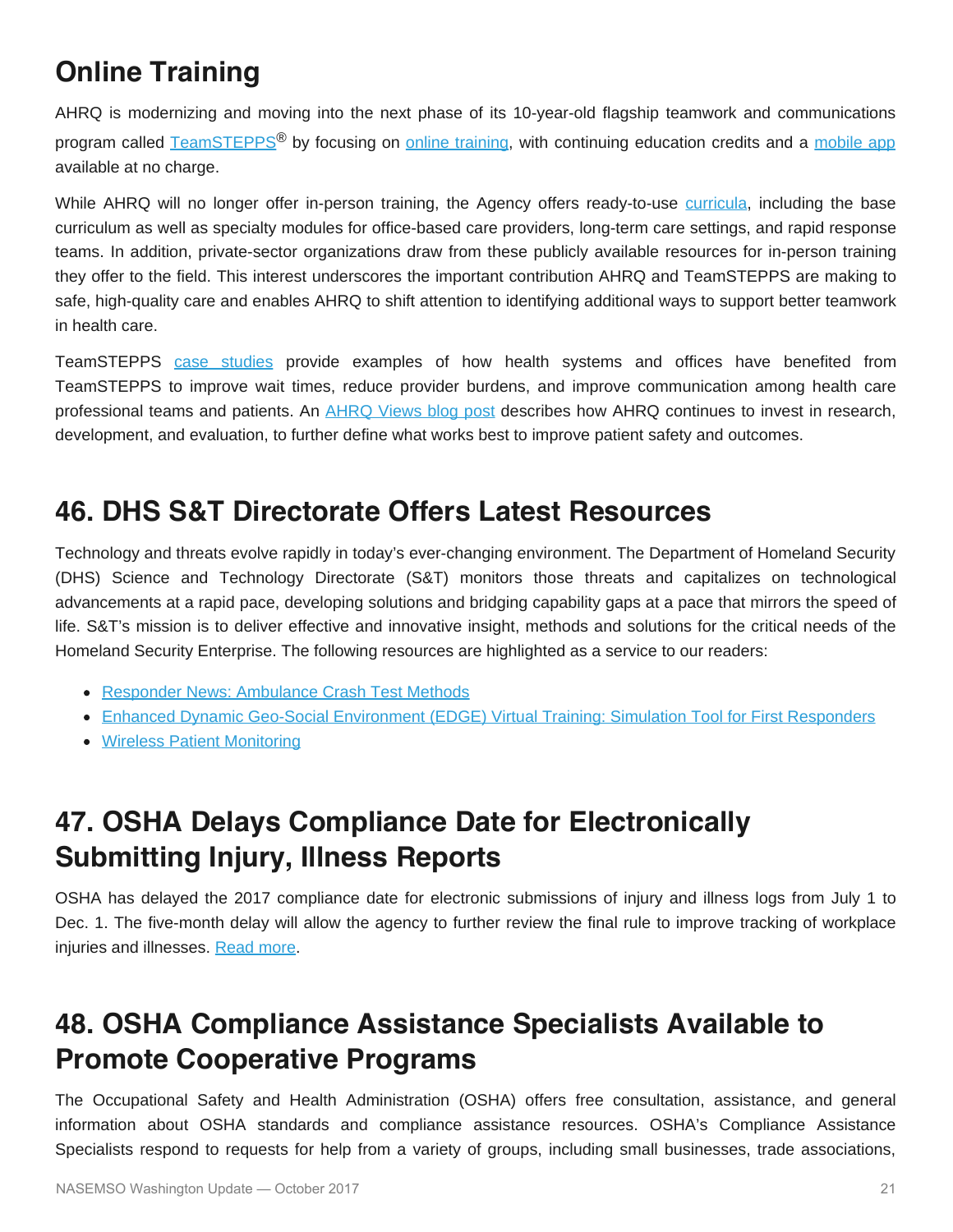## Online Training

AHRQ is modernizing and moving into the next phase of its 10-year-old flagship teamwork and communications program called TeamSTEPPS® by focusing on online training, with continuing education credits and a mobile app available at no charge.

While AHRQ will no longer offer in-person training, the Agency offers ready-to-use curricula, including the base curriculum as well as specialty modules for office-based care providers, long-term care settings, and rapid response teams. In addition, private-sector organizations draw from these publicly available resources for in-person training they offer to the field. This interest underscores the important contribution AHRQ and TeamSTEPPS are making to safe, high-quality care and enables AHRQ to shift attention to identifying additional ways to support better teamwork in health care.

TeamSTEPPS case studies provide examples of how health systems and offices have benefited from TeamSTEPPS to improve wait times, reduce provider burdens, and improve communication among health care professional teams and patients. An AHRQ Views blog post describes how AHRQ continues to invest in research, development, and evaluation, to further define what works best to improve patient safety and outcomes.

## 46. DHS S&T Directorate Offers Latest Resources

Technology and threats evolve rapidly in today's ever-changing environment. The Department of Homeland Security (DHS) Science and Technology Directorate (S&T) monitors those threats and capitalizes on technological advancements at a rapid pace, developing solutions and bridging capability gaps at a pace that mirrors the speed of life. S&T's mission is to deliver effective and innovative insight, methods and solutions for the critical needs of the Homeland Security Enterprise. The following resources are highlighted as a service to our readers:

- Responder News: Ambulance Crash Test Methods
- Enhanced Dynamic Geo-Social Environment (EDGE) Virtual Training: Simulation Tool for First Responders
- Wireless Patient Monitoring

## 47. OSHA Delays Compliance Date for Electronically Submitting Injury, Illness Reports

OSHA has delayed the 2017 compliance date for electronic submissions of injury and illness logs from July 1 to Dec. 1. The five-month delay will allow the agency to further review the final rule to improve tracking of workplace injuries and illnesses. Read more.

## 48. OSHA Compliance Assistance Specialists Available to Promote Cooperative Programs

The Occupational Safety and Health Administration (OSHA) offers free consultation, assistance, and general information about OSHA standards and compliance assistance resources. OSHA's Compliance Assistance Specialists respond to requests for help from a variety of groups, including small businesses, trade associations,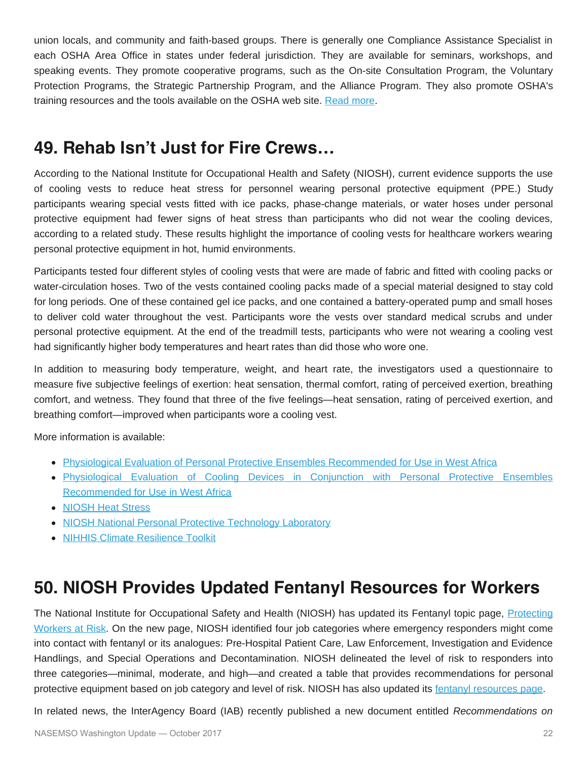union locals, and community and faith-based groups. There is generally one Compliance Assistance Specialist in each OSHA Area Office in states under federal jurisdiction. They are available for seminars, workshops, and speaking events. They promote cooperative programs, such as the On-site Consultation Program, the Voluntary Protection Programs, the Strategic Partnership Program, and the Alliance Program. They also promote OSHA's training resources and the tools available on the OSHA web site. Read more.

## 49. Rehab Isn't Just for Fire Crews…

According to the National Institute for Occupational Health and Safety (NIOSH), current evidence supports the use of cooling vests to reduce heat stress for personnel wearing personal protective equipment (PPE.) Study participants wearing special vests fitted with ice packs, phase-change materials, or water hoses under personal protective equipment had fewer signs of heat stress than participants who did not wear the cooling devices, according to a related study. These results highlight the importance of cooling vests for healthcare workers wearing personal protective equipment in hot, humid environments.

Participants tested four different styles of cooling vests that were are made of fabric and fitted with cooling packs or water-circulation hoses. Two of the vests contained cooling packs made of a special material designed to stay cold for long periods. One of these contained gel ice packs, and one contained a battery-operated pump and small hoses to deliver cold water throughout the vest. Participants wore the vests over standard medical scrubs and under personal protective equipment. At the end of the treadmill tests, participants who were not wearing a cooling vest had significantly higher body temperatures and heart rates than did those who wore one.

In addition to measuring body temperature, weight, and heart rate, the investigators used a questionnaire to measure five subjective feelings of exertion: heat sensation, thermal comfort, rating of perceived exertion, breathing comfort, and wetness. They found that three of the five feelings—heat sensation, rating of perceived exertion, and breathing comfort—improved when participants wore a cooling vest.

More information is available:

- Physiological Evaluation of Personal Protective Ensembles Recommended for Use in West Africa
- Physiological Evaluation of Cooling Devices in Conjunction with Personal Protective Ensembles Recommended for Use in West Africa
- NIOSH Heat Stress
- NIOSH National Personal Protective Technology Laboratory
- NIHHIS Climate Resilience Toolkit

## 50. NIOSH Provides Updated Fentanyl Resources for Workers

The National Institute for Occupational Safety and Health (NIOSH) has updated its Fentanyl topic page, Protecting Workers at Risk. On the new page, NIOSH identified four job categories where emergency responders might come into contact with fentanyl or its analogues: Pre-Hospital Patient Care, Law Enforcement, Investigation and Evidence Handlings, and Special Operations and Decontamination. NIOSH delineated the level of risk to responders into three categories—minimal, moderate, and high—and created a table that provides recommendations for personal protective equipment based on job category and level of risk. NIOSH has also updated its fentanyl resources page.

In related news, the InterAgency Board (IAB) recently published a new document entitled *Recommendations on*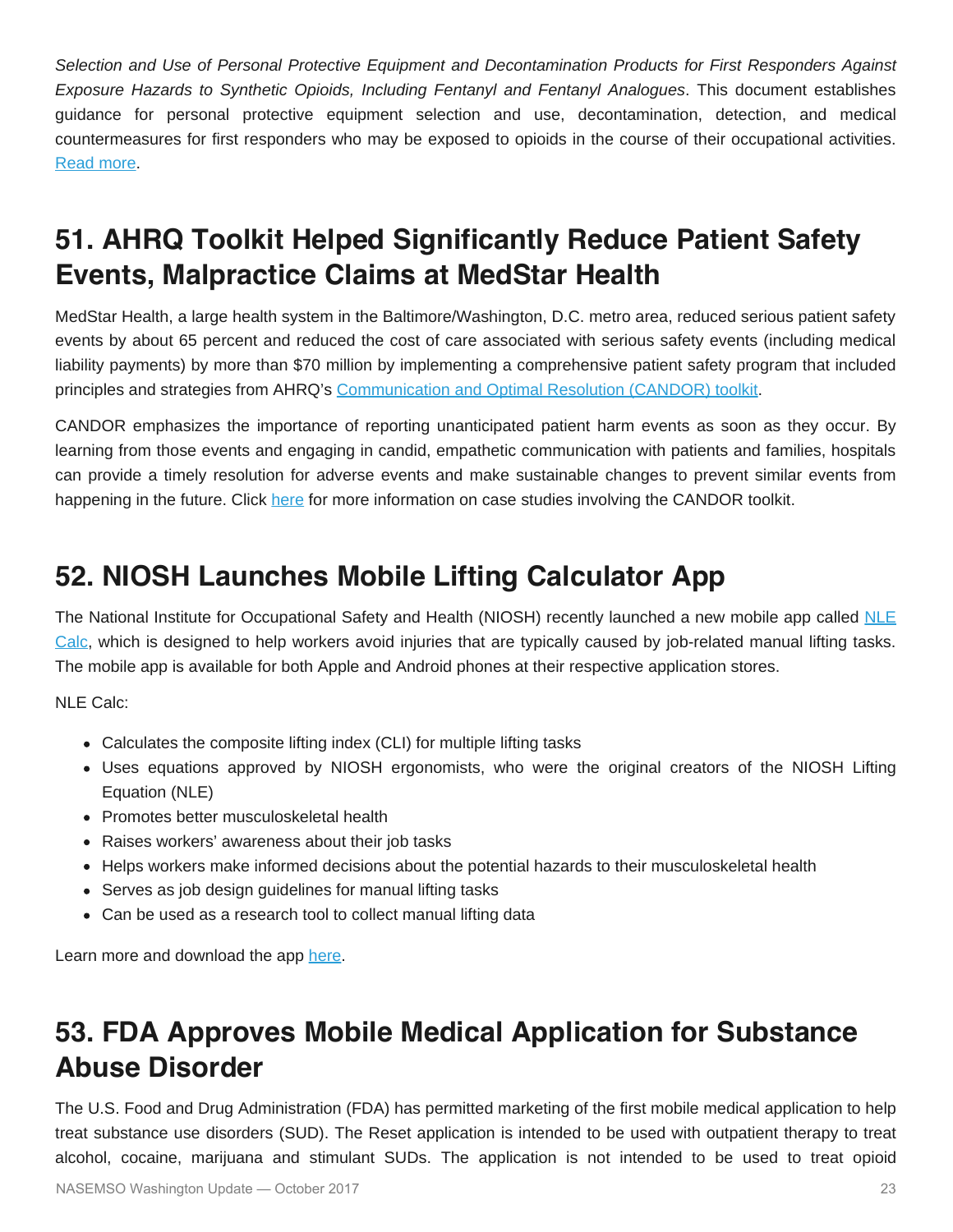*Selection and Use of Personal Protective Equipment and Decontamination Products for First Responders Against Exposure Hazards to Synthetic Opioids, Including Fentanyl and Fentanyl Analogues*. This document establishes guidance for personal protective equipment selection and use, decontamination, detection, and medical countermeasures for first responders who may be exposed to opioids in the course of their occupational activities. [Read more](#).

## 51. AHRQ Toolkit Helped Significantly Reduce Patient Safety Events, Malpractice Claims at MedStar Health

MedStar Health, a large health system in the Baltimore/Washington, D.C. metro area, reduced serious patient safety events by about 65 percent and reduced the cost of care associated with serious safety events (including medical liability payments) by more than $70 million by implementing a comprehensive patient safety program that included principles and strategies from AHRQ's [Communication and Optimal Resolution (CANDOR) toolkit](#).

CANDOR emphasizes the importance of reporting unanticipated patient harm events as soon as they occur. By learning from those events and engaging in candid, empathetic communication with patients and families, hospitals can provide a timely resolution for adverse events and make sustainable changes to prevent similar events from happening in the future. Click [here](#) for more information on case studies involving the CANDOR toolkit.

## 52. NIOSH Launches Mobile Lifting Calculator App

The National Institute for Occupational Safety and Health (NIOSH) recently launched a new mobile app called [NLE Calc](#), which is designed to help workers avoid injuries that are typically caused by job-related manual lifting tasks. The mobile app is available for both Apple and Android phones at their respective application stores.

NLE Calc:

- Calculates the composite lifting index (CLI) for multiple lifting tasks
- Uses equations approved by NIOSH ergonomists, who were the original creators of the NIOSH Lifting Equation (NLE)
- Promotes better musculoskeletal health
- Raises workers' awareness about their job tasks
- Helps workers make informed decisions about the potential hazards to their musculoskeletal health
- Serves as job design guidelines for manual lifting tasks
- Can be used as a research tool to collect manual lifting data

Learn more and download the app [here](#).

## 53. FDA Approves Mobile Medical Application for Substance Abuse Disorder

The U.S. Food and Drug Administration (FDA) has permitted marketing of the first mobile medical application to help treat substance use disorders (SUD). The Reset application is intended to be used with outpatient therapy to treat alcohol, cocaine, marijuana and stimulant SUDs. The application is not intended to be used to treat opioid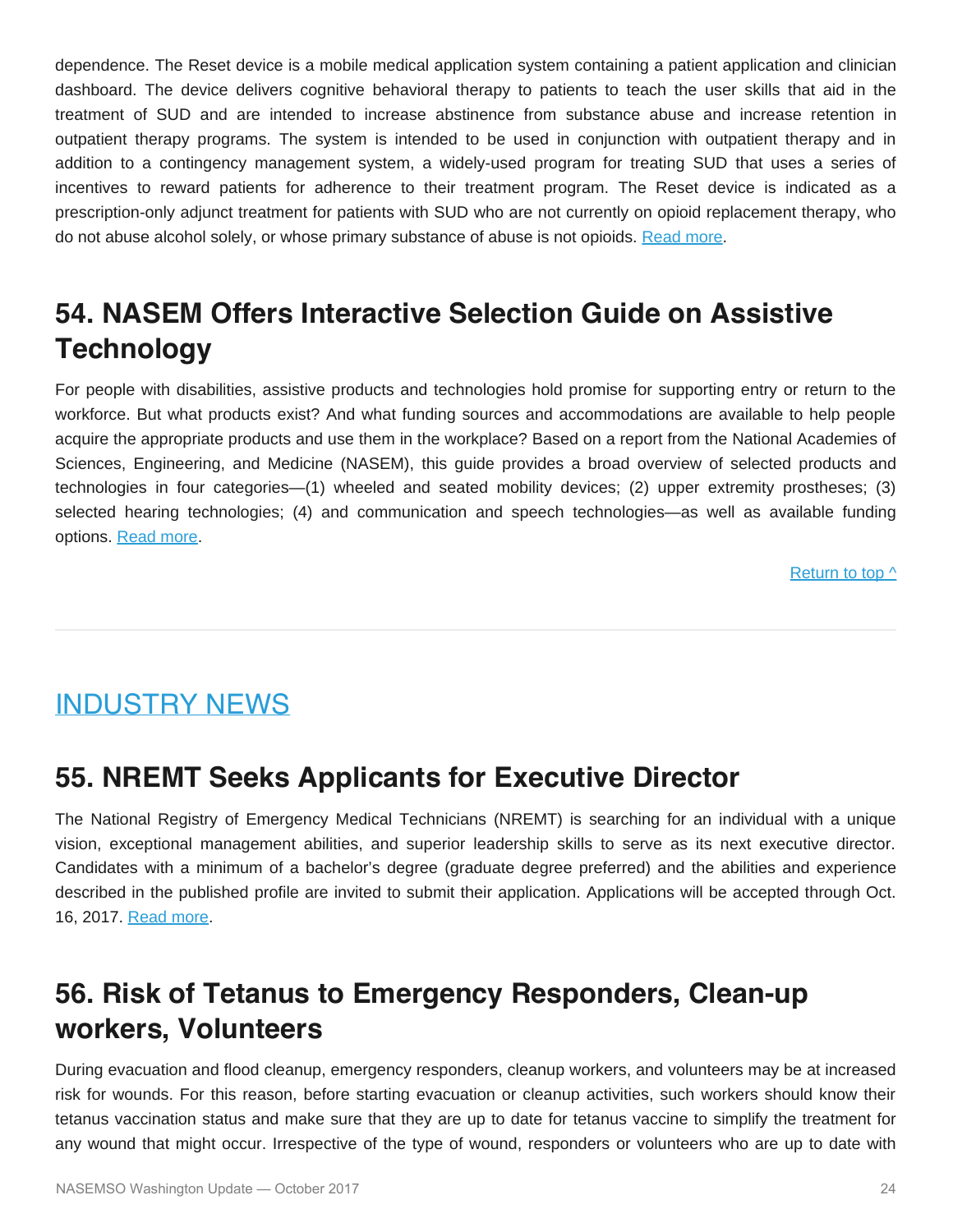dependence. The Reset device is a mobile medical application system containing a patient application and clinician dashboard. The device delivers cognitive behavioral therapy to patients to teach the user skills that aid in the treatment of SUD and are intended to increase abstinence from substance abuse and increase retention in outpatient therapy programs. The system is intended to be used in conjunction with outpatient therapy and in addition to a contingency management system, a widely-used program for treating SUD that uses a series of incentives to reward patients for adherence to their treatment program. The Reset device is indicated as a prescription-only adjunct treatment for patients with SUD who are not currently on opioid replacement therapy, who do not abuse alcohol solely, or whose primary substance of abuse is not opioids. Read more.

## 54. NASEM Offers Interactive Selection Guide on Assistive Technology

For people with disabilities, assistive products and technologies hold promise for supporting entry or return to the workforce. But what products exist? And what funding sources and accommodations are available to help people acquire the appropriate products and use them in the workplace? Based on a report from the National Academies of Sciences, Engineering, and Medicine (NASEM), this guide provides a broad overview of selected products and technologies in four categories—(1) wheeled and seated mobility devices; (2) upper extremity prostheses; (3) selected hearing technologies; (4) and communication and speech technologies—as well as available funding options. Read more.

Return to top ^

---

# INDUSTRY NEWS

## 55. NREMT Seeks Applicants for Executive Director

The National Registry of Emergency Medical Technicians (NREMT) is searching for an individual with a unique vision, exceptional management abilities, and superior leadership skills to serve as its next executive director. Candidates with a minimum of a bachelor's degree (graduate degree preferred) and the abilities and experience described in the published profile are invited to submit their application. Applications will be accepted through Oct. 16, 2017. Read more.

## 56. Risk of Tetanus to Emergency Responders, Clean-up workers, Volunteers

During evacuation and flood cleanup, emergency responders, cleanup workers, and volunteers may be at increased risk for wounds. For this reason, before starting evacuation or cleanup activities, such workers should know their tetanus vaccination status and make sure that they are up to date for tetanus vaccine to simplify the treatment for any wound that might occur. Irrespective of the type of wound, responders or volunteers who are up to date with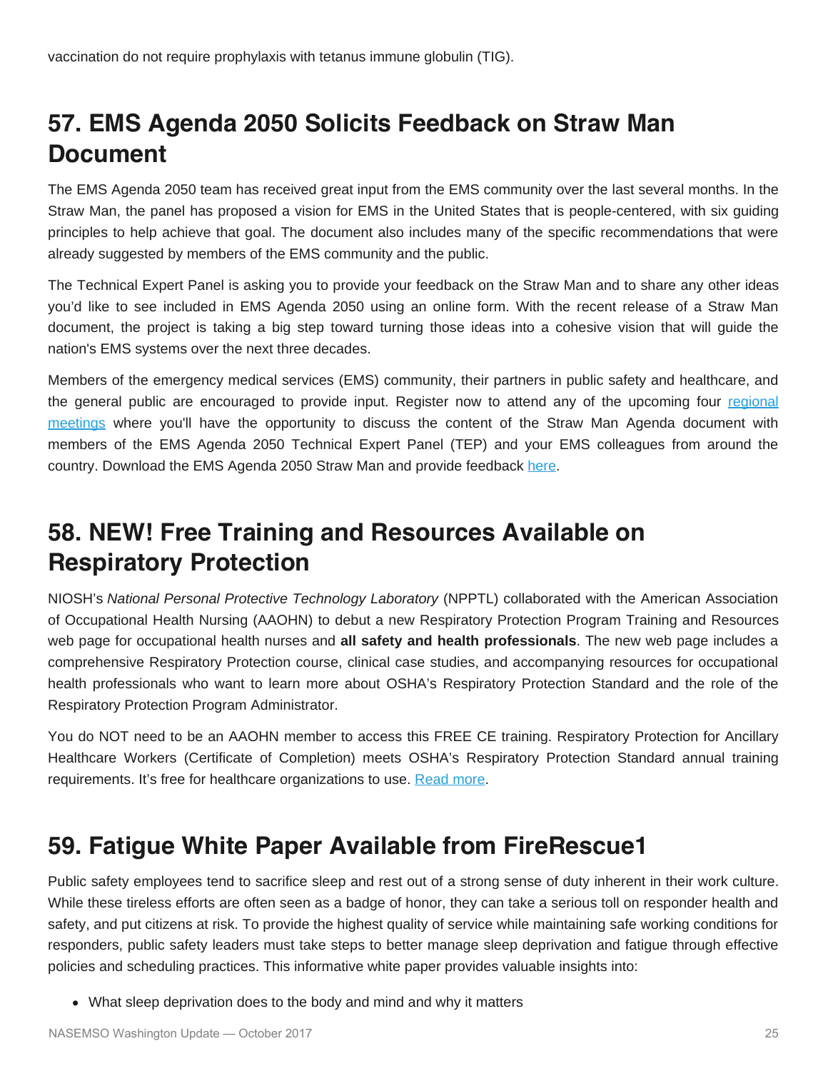vaccination do not require prophylaxis with tetanus immune globulin (TIG).

## 57. EMS Agenda 2050 Solicits Feedback on Straw Man Document

The EMS Agenda 2050 team has received great input from the EMS community over the last several months. In the Straw Man, the panel has proposed a vision for EMS in the United States that is people-centered, with six guiding principles to help achieve that goal. The document also includes many of the specific recommendations that were already suggested by members of the EMS community and the public.

The Technical Expert Panel is asking you to provide your feedback on the Straw Man and to share any other ideas you'd like to see included in EMS Agenda 2050 using an online form. With the recent release of a Straw Man document, the project is taking a big step toward turning those ideas into a cohesive vision that will guide the nation's EMS systems over the next three decades.

Members of the emergency medical services (EMS) community, their partners in public safety and healthcare, and the general public are encouraged to provide input. Register now to attend any of the upcoming four regional meetings where you'll have the opportunity to discuss the content of the Straw Man Agenda document with members of the EMS Agenda 2050 Technical Expert Panel (TEP) and your EMS colleagues from around the country. Download the EMS Agenda 2050 Straw Man and provide feedback here.

## 58. NEW! Free Training and Resources Available on Respiratory Protection

NIOSH's *National Personal Protective Technology Laboratory* (NPPTL) collaborated with the American Association of Occupational Health Nursing (AAOHN) to debut a new Respiratory Protection Program Training and Resources web page for occupational health nurses and **all safety and health professionals**. The new web page includes a comprehensive Respiratory Protection course, clinical case studies, and accompanying resources for occupational health professionals who want to learn more about OSHA's Respiratory Protection Standard and the role of the Respiratory Protection Program Administrator.

You do NOT need to be an AAOHN member to access this FREE CE training. Respiratory Protection for Ancillary Healthcare Workers (Certificate of Completion) meets OSHA's Respiratory Protection Standard annual training requirements. It's free for healthcare organizations to use. Read more.

## 59. Fatigue White Paper Available from FireRescue1

Public safety employees tend to sacrifice sleep and rest out of a strong sense of duty inherent in their work culture. While these tireless efforts are often seen as a badge of honor, they can take a serious toll on responder health and safety, and put citizens at risk. To provide the highest quality of service while maintaining safe working conditions for responders, public safety leaders must take steps to better manage sleep deprivation and fatigue through effective policies and scheduling practices. This informative white paper provides valuable insights into:

- What sleep deprivation does to the body and mind and why it matters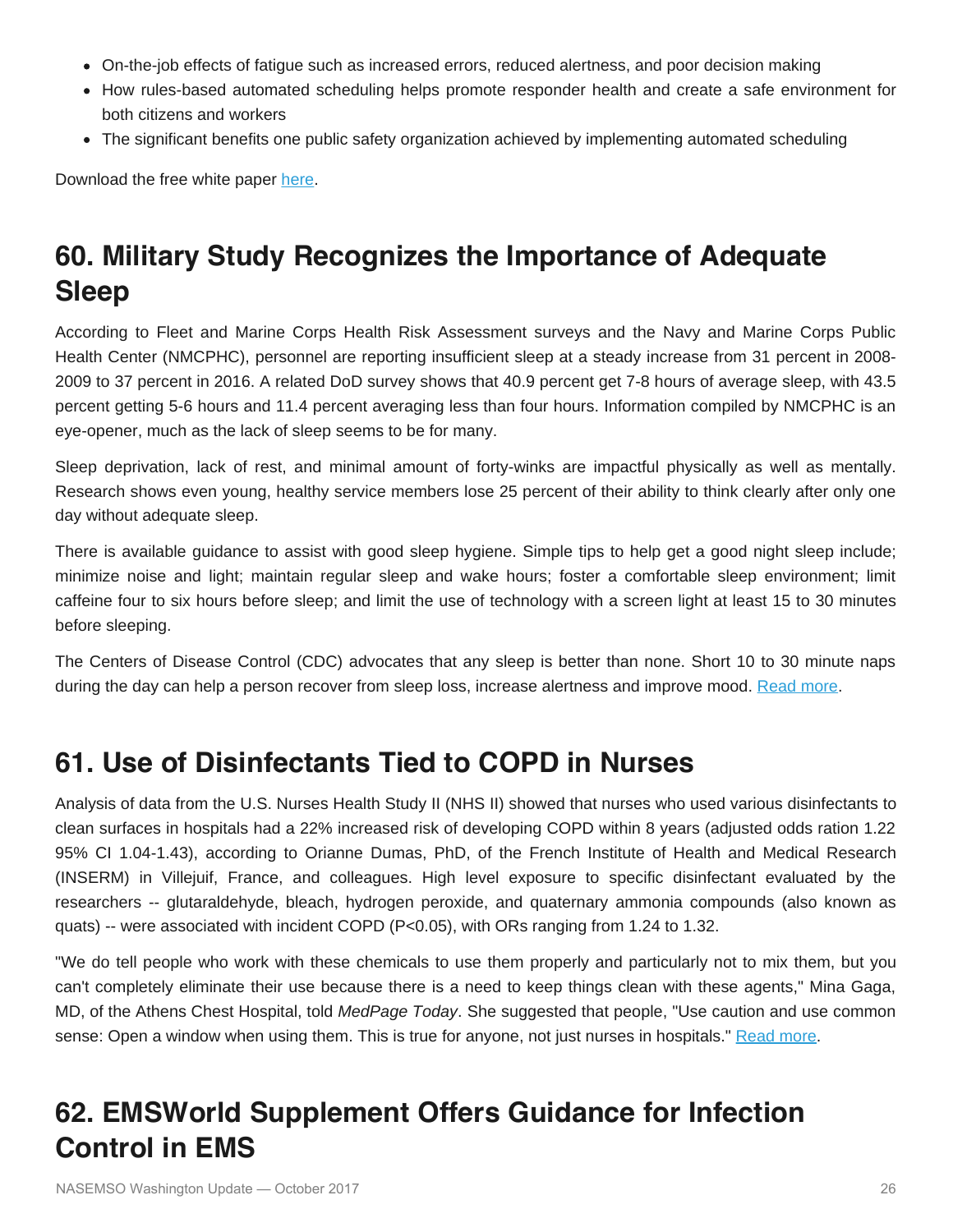- On-the-job effects of fatigue such as increased errors, reduced alertness, and poor decision making
- How rules-based automated scheduling helps promote responder health and create a safe environment for both citizens and workers
- The significant benefits one public safety organization achieved by implementing automated scheduling

Download the free white paper [here](#).

## 60. Military Study Recognizes the Importance of Adequate Sleep

According to Fleet and Marine Corps Health Risk Assessment surveys and the Navy and Marine Corps Public Health Center (NMCPHC), personnel are reporting insufficient sleep at a steady increase from 31 percent in 2008-2009 to 37 percent in 2016. A related DoD survey shows that 40.9 percent get 7-8 hours of average sleep, with 43.5 percent getting 5-6 hours and 11.4 percent averaging less than four hours. Information compiled by NMCPHC is an eye-opener, much as the lack of sleep seems to be for many.

Sleep deprivation, lack of rest, and minimal amount of forty-winks are impactful physically as well as mentally. Research shows even young, healthy service members lose 25 percent of their ability to think clearly after only one day without adequate sleep.

There is available guidance to assist with good sleep hygiene. Simple tips to help get a good night sleep include; minimize noise and light; maintain regular sleep and wake hours; foster a comfortable sleep environment; limit caffeine four to six hours before sleep; and limit the use of technology with a screen light at least 15 to 30 minutes before sleeping.

The Centers of Disease Control (CDC) advocates that any sleep is better than none. Short 10 to 30 minute naps during the day can help a person recover from sleep loss, increase alertness and improve mood. [Read more](#).

## 61. Use of Disinfectants Tied to COPD in Nurses

Analysis of data from the U.S. Nurses Health Study II (NHS II) showed that nurses who used various disinfectants to clean surfaces in hospitals had a 22% increased risk of developing COPD within 8 years (adjusted odds ration 1.22 95% CI 1.04-1.43), according to Orianne Dumas, PhD, of the French Institute of Health and Medical Research (INSERM) in Villejuif, France, and colleagues. High level exposure to specific disinfectant evaluated by the researchers -- glutaraldehyde, bleach, hydrogen peroxide, and quaternary ammonia compounds (also known as quats) -- were associated with incident COPD ($P<0.05$), with ORs ranging from 1.24 to 1.32.

"We do tell people who work with these chemicals to use them properly and particularly not to mix them, but you can't completely eliminate their use because there is a need to keep things clean with these agents," Mina Gaga, MD, of the Athens Chest Hospital, told *MedPage Today*. She suggested that people, "Use caution and use common sense: Open a window when using them. This is true for anyone, not just nurses in hospitals." [Read more](#).

## 62. EMSWorld Supplement Offers Guidance for Infection Control in EMS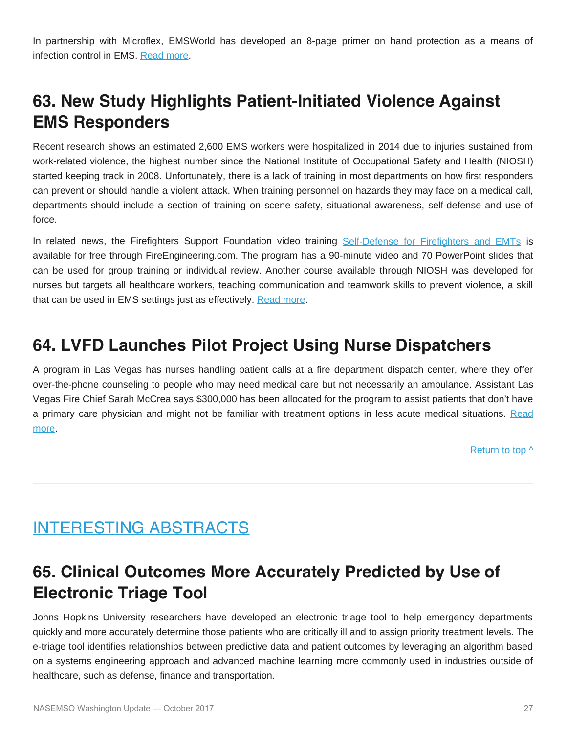In partnership with Microflex, EMSWorld has developed an 8-page primer on hand protection as a means of infection control in EMS. Read more.

## 63. New Study Highlights Patient-Initiated Violence Against EMS Responders

Recent research shows an estimated 2,600 EMS workers were hospitalized in 2014 due to injuries sustained from work-related violence, the highest number since the National Institute of Occupational Safety and Health (NIOSH) started keeping track in 2008. Unfortunately, there is a lack of training in most departments on how first responders can prevent or should handle a violent attack. When training personnel on hazards they may face on a medical call, departments should include a section of training on scene safety, situational awareness, self-defense and use of force.

In related news, the Firefighters Support Foundation video training Self-Defense for Firefighters and EMTs is available for free through FireEngineering.com. The program has a 90-minute video and 70 PowerPoint slides that can be used for group training or individual review. Another course available through NIOSH was developed for nurses but targets all healthcare workers, teaching communication and teamwork skills to prevent violence, a skill that can be used in EMS settings just as effectively. Read more.

## 64. LVFD Launches Pilot Project Using Nurse Dispatchers

A program in Las Vegas has nurses handling patient calls at a fire department dispatch center, where they offer over-the-phone counseling to people who may need medical care but not necessarily an ambulance. Assistant Las Vegas Fire Chief Sarah McCrea says $300,000 has been allocated for the program to assist patients that don't have a primary care physician and might not be familiar with treatment options in less acute medical situations. Read more.

Return to top ^

# INTERESTING ABSTRACTS

## 65. Clinical Outcomes More Accurately Predicted by Use of Electronic Triage Tool

Johns Hopkins University researchers have developed an electronic triage tool to help emergency departments quickly and more accurately determine those patients who are critically ill and to assign priority treatment levels. The e-triage tool identifies relationships between predictive data and patient outcomes by leveraging an algorithm based on a systems engineering approach and advanced machine learning more commonly used in industries outside of healthcare, such as defense, finance and transportation.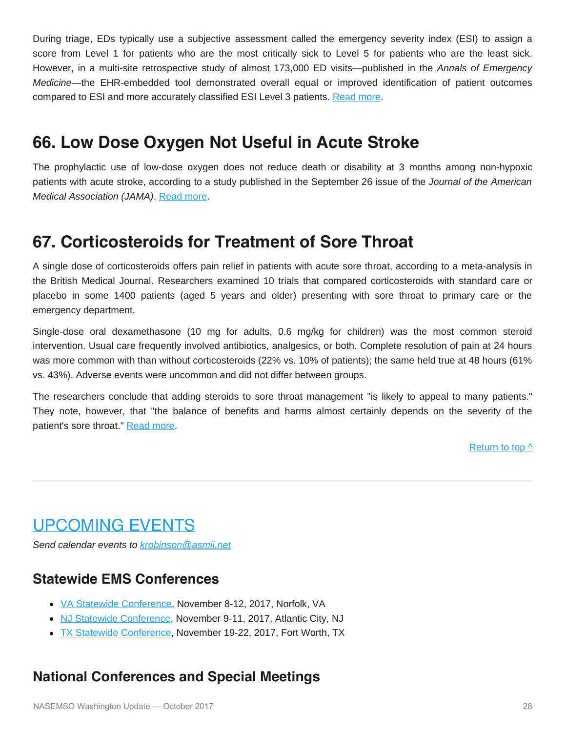During triage, EDs typically use a subjective assessment called the emergency severity index (ESI) to assign a score from Level 1 for patients who are the most critically sick to Level 5 for patients who are the least sick. However, in a multi-site retrospective study of almost 173,000 ED visits—published in the *Annals of Emergency Medicine*—the EHR-embedded tool demonstrated overall equal or improved identification of patient outcomes compared to ESI and more accurately classified ESI Level 3 patients. [Read more](#).

## 66. Low Dose Oxygen Not Useful in Acute Stroke

The prophylactic use of low-dose oxygen does not reduce death or disability at 3 months among non-hypoxic patients with acute stroke, according to a study published in the September 26 issue of the *Journal of the American Medical Association (JAMA)*. [Read more](#).

## 67. Corticosteroids for Treatment of Sore Throat

A single dose of corticosteroids offers pain relief in patients with acute sore throat, according to a meta-analysis in the British Medical Journal. Researchers examined 10 trials that compared corticosteroids with standard care or placebo in some 1400 patients (aged 5 years and older) presenting with sore throat to primary care or the emergency department.

Single-dose oral dexamethasone (10 mg for adults, 0.6 mg/kg for children) was the most common steroid intervention. Usual care frequently involved antibiotics, analgesics, or both. Complete resolution of pain at 24 hours was more common with than without corticosteroids (22% vs. 10% of patients); the same held true at 48 hours (61% vs. 43%). Adverse events were uncommon and did not differ between groups.

The researchers conclude that adding steroids to sore throat management "is likely to appeal to many patients." They note, however, that "the balance of benefits and harms almost certainly depends on the severity of the patient's sore throat." [Read more](#).

[Return to top ^](#)

---

# [UPCOMING EVENTS](#)

*Send calendar events to [krobinson@asmii.net](mailto:krobinson@asmii.net)*

### Statewide EMS Conferences

- [VA Statewide Conference](#), November 8-12, 2017, Norfolk, VA
- [NJ Statewide Conference](#), November 9-11, 2017, Atlantic City, NJ
- [TX Statewide Conference](#), November 19-22, 2017, Fort Worth, TX

### National Conferences and Special Meetings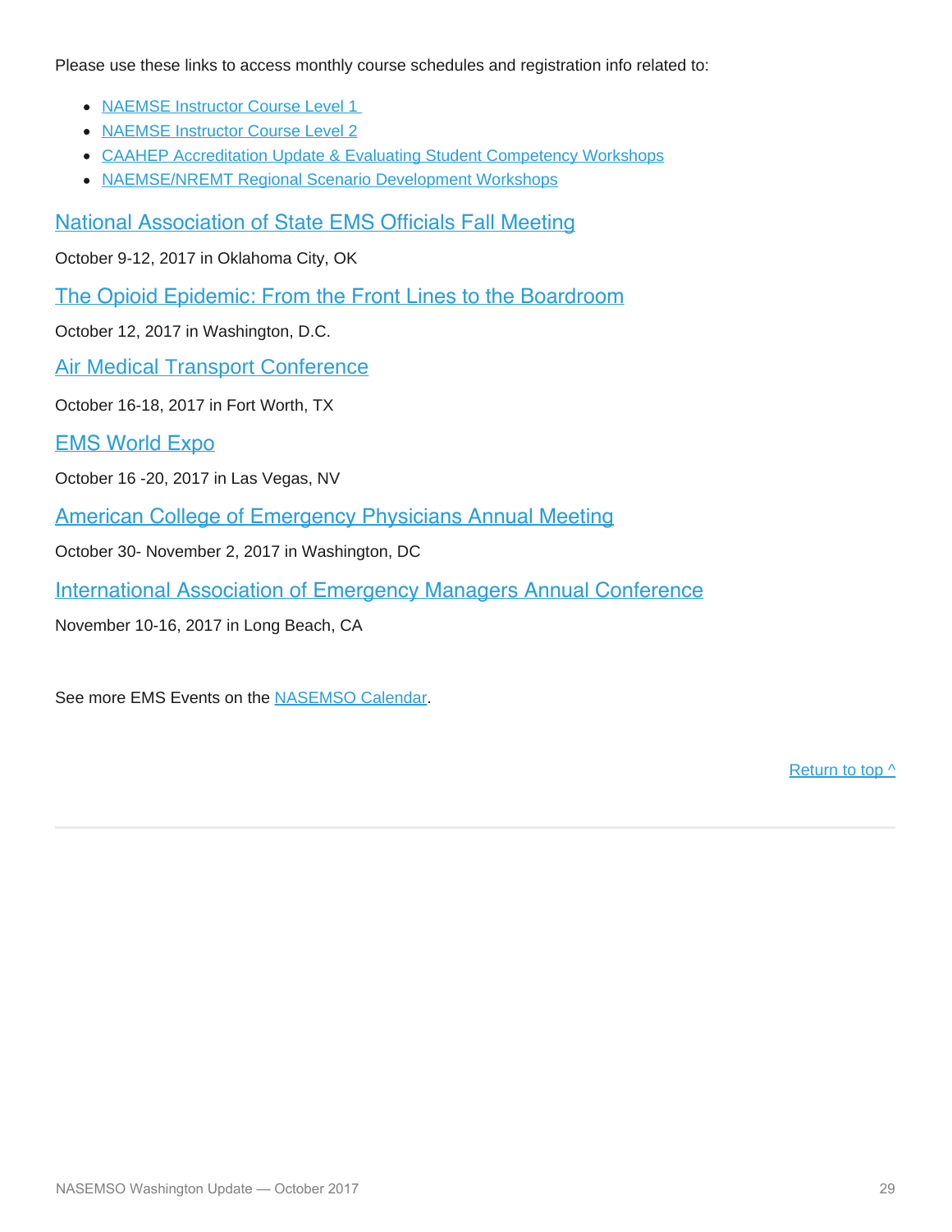Please use these links to access monthly course schedules and registration info related to:

- NAEMSE Instructor Course Level 1
- NAEMSE Instructor Course Level 2
- CAAHEP Accreditation Update & Evaluating Student Competency Workshops
- NAEMSE/NREMT Regional Scenario Development Workshops

## National Association of State EMS Officials Fall Meeting

October 9-12, 2017 in Oklahoma City, OK

## The Opioid Epidemic: From the Front Lines to the Boardroom

October 12, 2017 in Washington, D.C.

## Air Medical Transport Conference

October 16-18, 2017 in Fort Worth, TX

## EMS World Expo

October 16 -20, 2017 in Las Vegas, NV

## American College of Emergency Physicians Annual Meeting

October 30- November 2, 2017 in Washington, DC

## International Association of Emergency Managers Annual Conference

November 10-16, 2017 in Long Beach, CA

See more EMS Events on the NASEMSO Calendar.

Return to top ^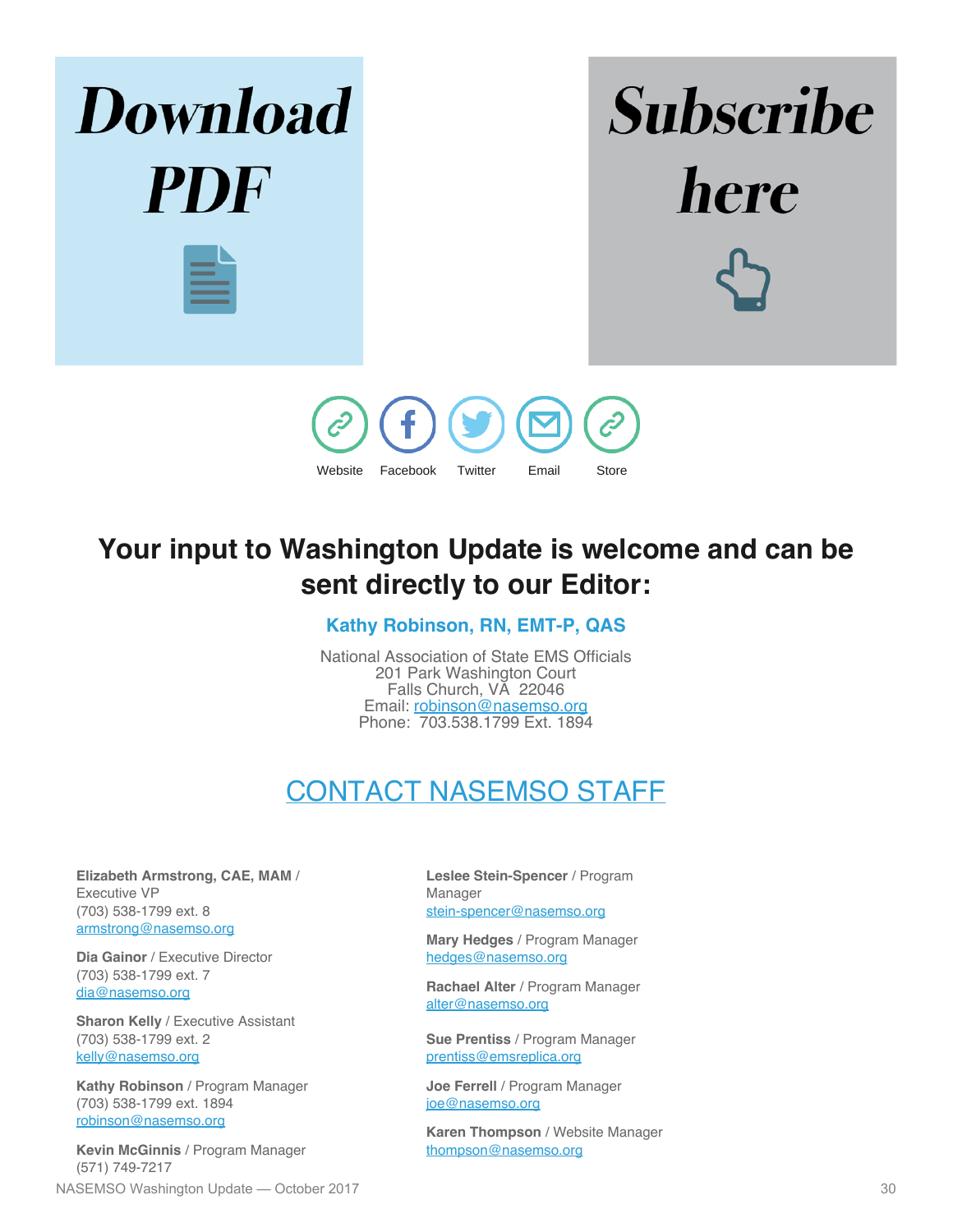**Download PDF**

**Subscribe here**

Website Facebook Twitter Email Store

## Your input to Washington Update is welcome and can be sent directly to our Editor:

**Kathy Robinson, RN, EMT-P, QAS**

National Association of State EMS Officials
201 Park Washington Court
Falls Church, VA 22046
Email: robinson@nasemso.org
Phone: 703.538.1799 Ext. 1894

## CONTACT NASEMSO STAFF

**Elizabeth Armstrong, CAE, MAM** / Executive VP
(703) 538-1799 ext. 8
armstrong@nasemso.org

**Dia Gainor** / Executive Director
(703) 538-1799 ext. 7
dia@nasemso.org

**Sharon Kelly** / Executive Assistant
(703) 538-1799 ext. 2
kelly@nasemso.org

**Kathy Robinson** / Program Manager
(703) 538-1799 ext. 1894
robinson@nasemso.org

**Kevin McGinnis** / Program Manager
(571) 749-7217

**Leslee Stein-Spencer** / Program Manager
stein-spencer@nasemso.org

**Mary Hedges** / Program Manager
hedges@nasemso.org

**Rachael Alter** / Program Manager
alter@nasemso.org

**Sue Prentiss** / Program Manager
prentiss@emsreplica.org

**Joe Ferrell** / Program Manager
joe@nasemso.org

**Karen Thompson** / Website Manager
thompson@nasemso.org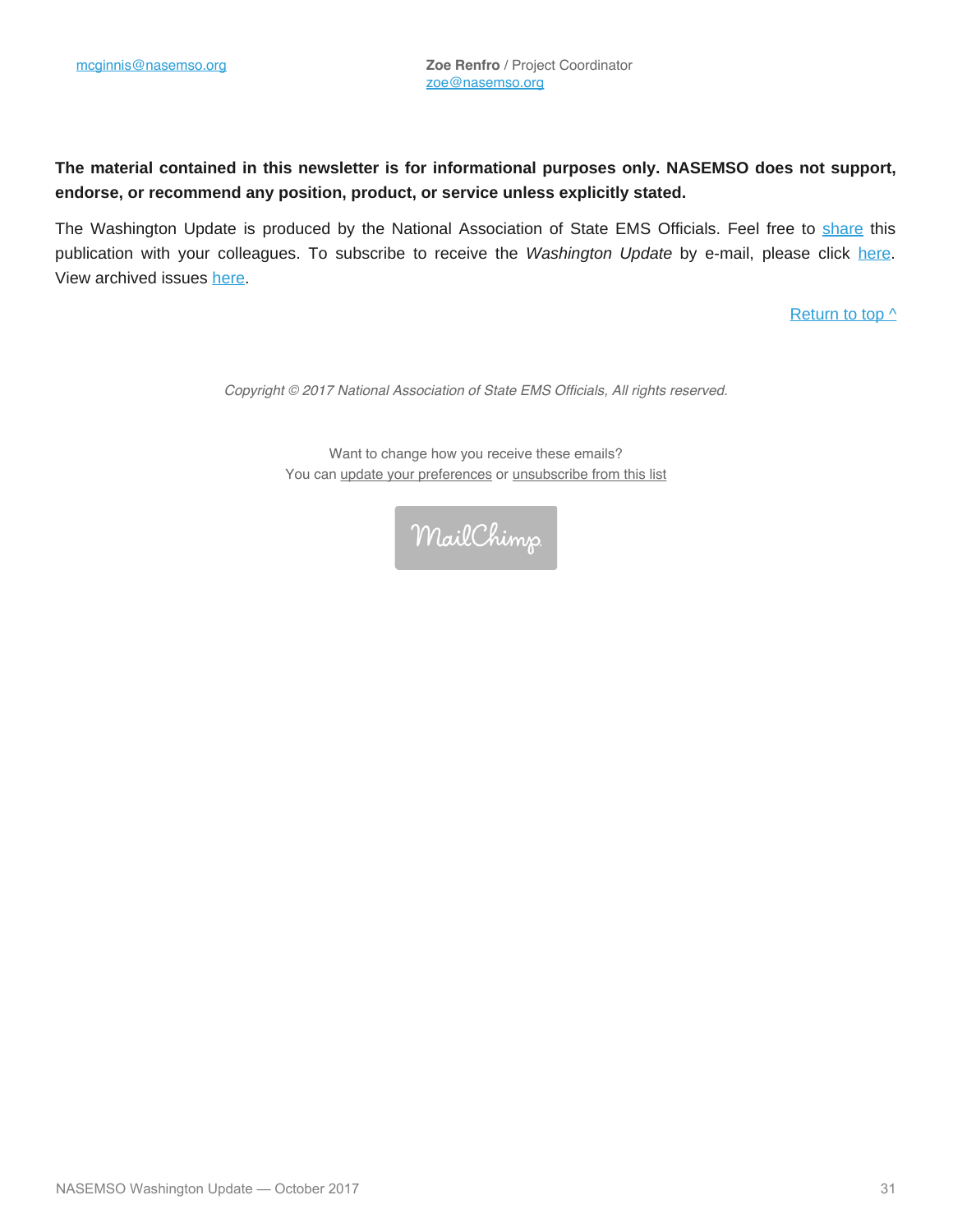mcginnis@nasemso.org

**Zoe Renfro** / Project Coordinator
zoe@nasemso.org

**The material contained in this newsletter is for informational purposes only. NASEMSO does not support, endorse, or recommend any position, product, or service unless explicitly stated.**

The Washington Update is produced by the National Association of State EMS Officials. Feel free to share this publication with your colleagues. To subscribe to receive the *Washington Update* by e-mail, please click here. View archived issues here.

Return to top ^

*Copyright © 2017 National Association of State EMS Officials, All rights reserved.*

Want to change how you receive these emails?
You can update your preferences or unsubscribe from this list

MailChimp